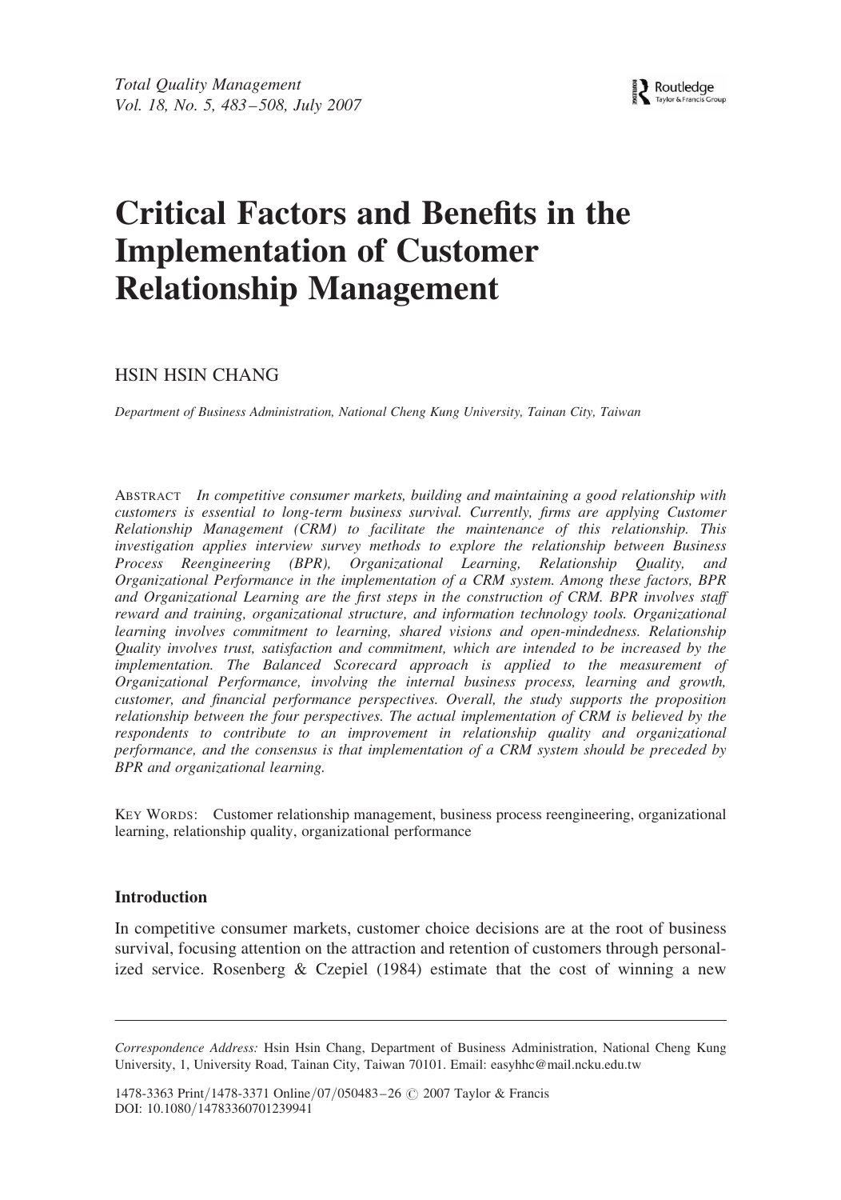# Critical Factors and Benefits in the Implementation of Customer Relationship Management

HSIN HSIN CHANG

*Department of Business Administration, National Cheng Kung University, Tainan City, Taiwan*

ABSTRACT *In competitive consumer markets, building and maintaining a good relationship with customers is essential to long-term business survival. Currently, firms are applying Customer Relationship Management (CRM) to facilitate the maintenance of this relationship. This investigation applies interview survey methods to explore the relationship between Business Process Reengineering (BPR), Organizational Learning, Relationship Quality, and Organizational Performance in the implementation of a CRM system. Among these factors, BPR and Organizational Learning are the first steps in the construction of CRM. BPR involves staff reward and training, organizational structure, and information technology tools. Organizational learning involves commitment to learning, shared visions and open-mindedness. Relationship Quality involves trust, satisfaction and commitment, which are intended to be increased by the implementation. The Balanced Scorecard approach is applied to the measurement of Organizational Performance, involving the internal business process, learning and growth, customer, and financial performance perspectives. Overall, the study supports the proposition relationship between the four perspectives. The actual implementation of CRM is believed by the respondents to contribute to an improvement in relationship quality and organizational performance, and the consensus is that implementation of a CRM system should be preceded by BPR and organizational learning.*

KEY WORDS: Customer relationship management, business process reengineering, organizational learning, relationship quality, organizational performance

## Introduction

In competitive consumer markets, customer choice decisions are at the root of business survival, focusing attention on the attraction and retention of customers through personalized service. Rosenberg & Czepiel (1984) estimate that the cost of winning a new

---

*Correspondence Address:* Hsin Hsin Chang, Department of Business Administration, National Cheng Kung University, 1, University Road, Tainan City, Taiwan 70101. Email: easyhhc@mail.ncku.edu.tw

1478-3363 Print/1478-3371 Online/07/050483–26 © 2007 Taylor & Francis
DOI: 10.1080/14783360701239941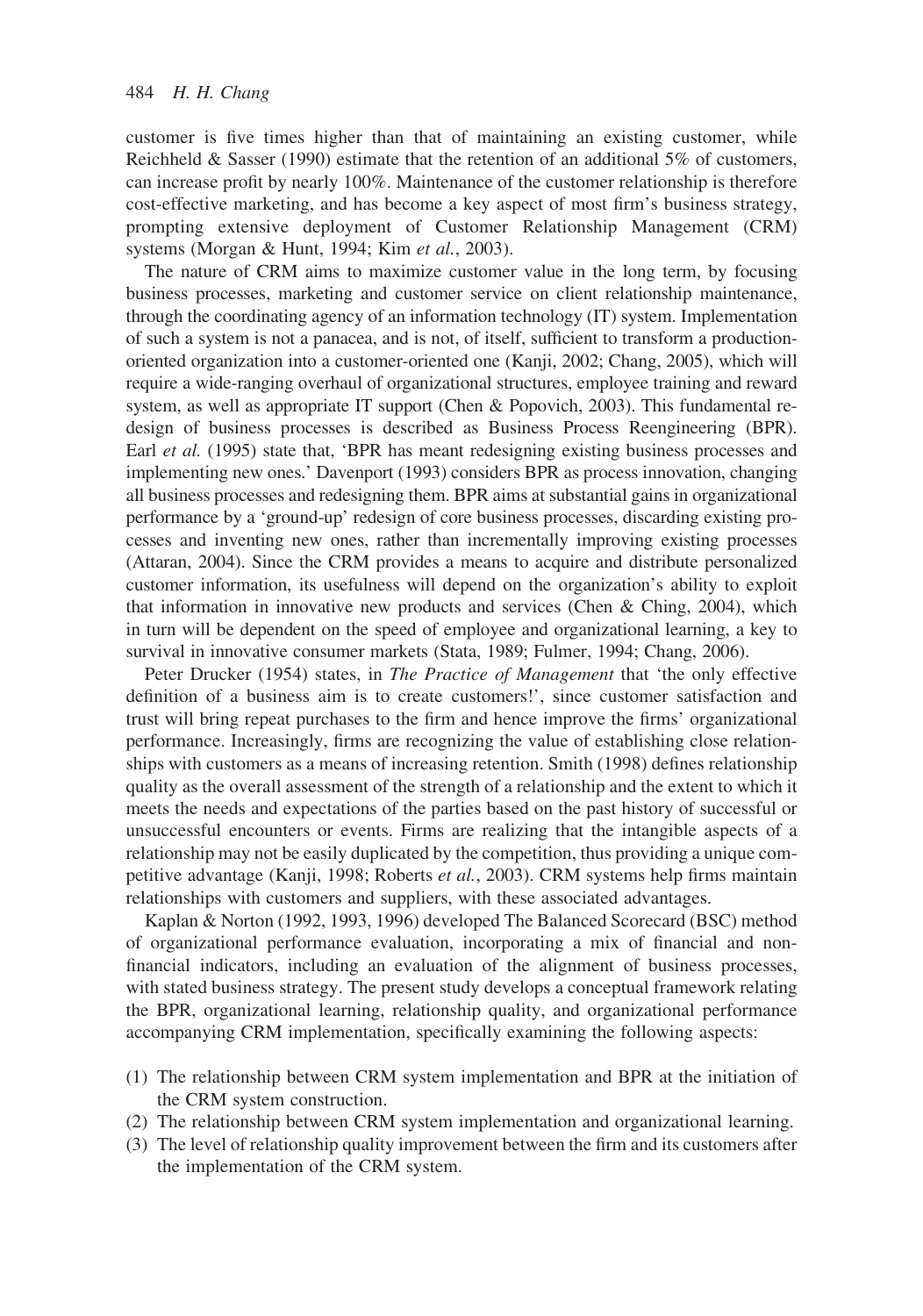customer is five times higher than that of maintaining an existing customer, while Reichheld & Sasser (1990) estimate that the retention of an additional 5% of customers, can increase profit by nearly 100%. Maintenance of the customer relationship is therefore cost-effective marketing, and has become a key aspect of most firm's business strategy, prompting extensive deployment of Customer Relationship Management (CRM) systems (Morgan & Hunt, 1994; Kim *et al.*, 2003).

The nature of CRM aims to maximize customer value in the long term, by focusing business processes, marketing and customer service on client relationship maintenance, through the coordinating agency of an information technology (IT) system. Implementation of such a system is not a panacea, and is not, of itself, sufficient to transform a production-oriented organization into a customer-oriented one (Kanji, 2002; Chang, 2005), which will require a wide-ranging overhaul of organizational structures, employee training and reward system, as well as appropriate IT support (Chen & Popovich, 2003). This fundamental re-design of business processes is described as Business Process Reengineering (BPR). Earl *et al.* (1995) state that, 'BPR has meant redesigning existing business processes and implementing new ones.' Davenport (1993) considers BPR as process innovation, changing all business processes and redesigning them. BPR aims at substantial gains in organizational performance by a 'ground-up' redesign of core business processes, discarding existing processes and inventing new ones, rather than incrementally improving existing processes (Attaran, 2004). Since the CRM provides a means to acquire and distribute personalized customer information, its usefulness will depend on the organization's ability to exploit that information in innovative new products and services (Chen & Ching, 2004), which in turn will be dependent on the speed of employee and organizational learning, a key to survival in innovative consumer markets (Stata, 1989; Fulmer, 1994; Chang, 2006).

Peter Drucker (1954) states, in *The Practice of Management* that 'the only effective definition of a business aim is to create customers!', since customer satisfaction and trust will bring repeat purchases to the firm and hence improve the firms' organizational performance. Increasingly, firms are recognizing the value of establishing close relationships with customers as a means of increasing retention. Smith (1998) defines relationship quality as the overall assessment of the strength of a relationship and the extent to which it meets the needs and expectations of the parties based on the past history of successful or unsuccessful encounters or events. Firms are realizing that the intangible aspects of a relationship may not be easily duplicated by the competition, thus providing a unique competitive advantage (Kanji, 1998; Roberts *et al.*, 2003). CRM systems help firms maintain relationships with customers and suppliers, with these associated advantages.

Kaplan & Norton (1992, 1993, 1996) developed The Balanced Scorecard (BSC) method of organizational performance evaluation, incorporating a mix of financial and non-financial indicators, including an evaluation of the alignment of business processes, with stated business strategy. The present study develops a conceptual framework relating the BPR, organizational learning, relationship quality, and organizational performance accompanying CRM implementation, specifically examining the following aspects:

1. The relationship between CRM system implementation and BPR at the initiation of the CRM system construction.
2. The relationship between CRM system implementation and organizational learning.
3. The level of relationship quality improvement between the firm and its customers after the implementation of the CRM system.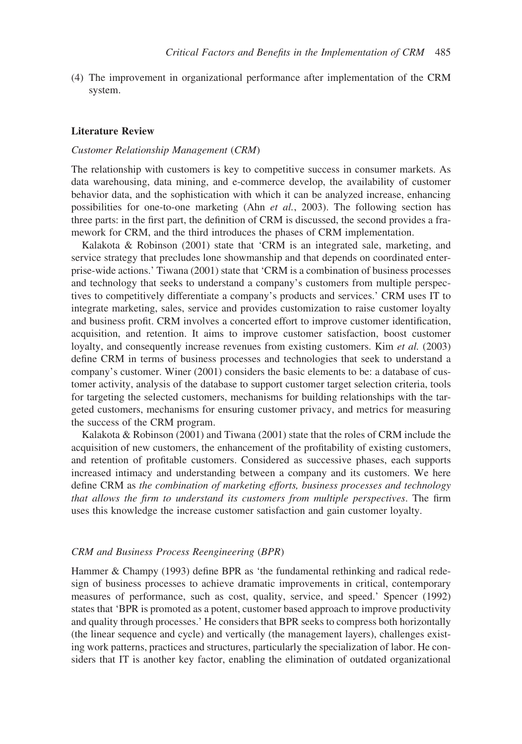(4) The improvement in organizational performance after implementation of the CRM system.

## Literature Review

### *Customer Relationship Management (CRM)*

The relationship with customers is key to competitive success in consumer markets. As data warehousing, data mining, and e-commerce develop, the availability of customer behavior data, and the sophistication with which it can be analyzed increase, enhancing possibilities for one-to-one marketing (Ahn *et al.*, 2003). The following section has three parts: in the first part, the definition of CRM is discussed, the second provides a framework for CRM, and the third introduces the phases of CRM implementation.

Kalakota & Robinson (2001) state that 'CRM is an integrated sale, marketing, and service strategy that precludes lone showmanship and that depends on coordinated enterprise-wide actions.' Tiwana (2001) state that 'CRM is a combination of business processes and technology that seeks to understand a company's customers from multiple perspectives to competitively differentiate a company's products and services.' CRM uses IT to integrate marketing, sales, service and provides customization to raise customer loyalty and business profit. CRM involves a concerted effort to improve customer identification, acquisition, and retention. It aims to improve customer satisfaction, boost customer loyalty, and consequently increase revenues from existing customers. Kim *et al.* (2003) define CRM in terms of business processes and technologies that seek to understand a company's customer. Winer (2001) considers the basic elements to be: a database of customer activity, analysis of the database to support customer target selection criteria, tools for targeting the selected customers, mechanisms for building relationships with the targeted customers, mechanisms for ensuring customer privacy, and metrics for measuring the success of the CRM program.

Kalakota & Robinson (2001) and Tiwana (2001) state that the roles of CRM include the acquisition of new customers, the enhancement of the profitability of existing customers, and retention of profitable customers. Considered as successive phases, each supports increased intimacy and understanding between a company and its customers. We here define CRM as *the combination of marketing efforts, business processes and technology that allows the firm to understand its customers from multiple perspectives*. The firm uses this knowledge the increase customer satisfaction and gain customer loyalty.

### *CRM and Business Process Reengineering (BPR)*

Hammer & Champy (1993) define BPR as 'the fundamental rethinking and radical redesign of business processes to achieve dramatic improvements in critical, contemporary measures of performance, such as cost, quality, service, and speed.' Spencer (1992) states that 'BPR is promoted as a potent, customer based approach to improve productivity and quality through processes.' He considers that BPR seeks to compress both horizontally (the linear sequence and cycle) and vertically (the management layers), challenges existing work patterns, practices and structures, particularly the specialization of labor. He considers that IT is another key factor, enabling the elimination of outdated organizational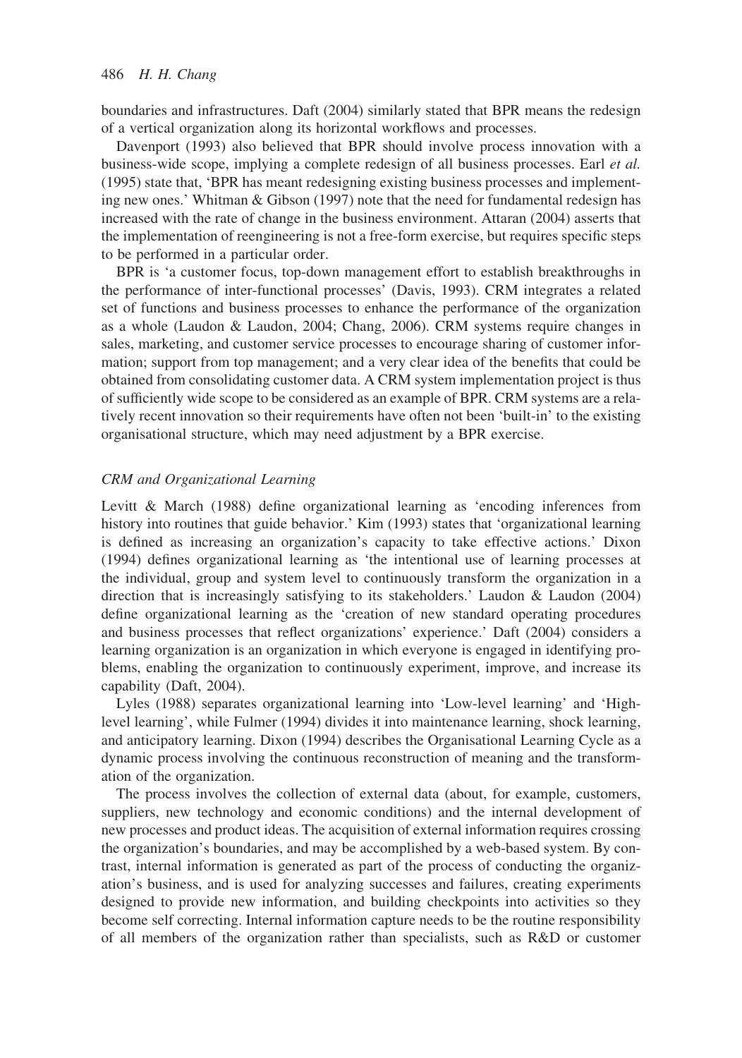boundaries and infrastructures. Daft (2004) similarly stated that BPR means the redesign of a vertical organization along its horizontal workflows and processes.

Davenport (1993) also believed that BPR should involve process innovation with a business-wide scope, implying a complete redesign of all business processes. Earl *et al.* (1995) state that, 'BPR has meant redesigning existing business processes and implementing new ones.' Whitman & Gibson (1997) note that the need for fundamental redesign has increased with the rate of change in the business environment. Attaran (2004) asserts that the implementation of reengineering is not a free-form exercise, but requires specific steps to be performed in a particular order.

BPR is 'a customer focus, top-down management effort to establish breakthroughs in the performance of inter-functional processes' (Davis, 1993). CRM integrates a related set of functions and business processes to enhance the performance of the organization as a whole (Laudon & Laudon, 2004; Chang, 2006). CRM systems require changes in sales, marketing, and customer service processes to encourage sharing of customer information; support from top management; and a very clear idea of the benefits that could be obtained from consolidating customer data. A CRM system implementation project is thus of sufficiently wide scope to be considered as an example of BPR. CRM systems are a relatively recent innovation so their requirements have often not been 'built-in' to the existing organisational structure, which may need adjustment by a BPR exercise.

### *CRM and Organizational Learning*

Levitt & March (1988) define organizational learning as 'encoding inferences from history into routines that guide behavior.' Kim (1993) states that 'organizational learning is defined as increasing an organization's capacity to take effective actions.' Dixon (1994) defines organizational learning as 'the intentional use of learning processes at the individual, group and system level to continuously transform the organization in a direction that is increasingly satisfying to its stakeholders.' Laudon & Laudon (2004) define organizational learning as the 'creation of new standard operating procedures and business processes that reflect organizations' experience.' Daft (2004) considers a learning organization is an organization in which everyone is engaged in identifying problems, enabling the organization to continuously experiment, improve, and increase its capability (Daft, 2004).

Lyles (1988) separates organizational learning into 'Low-level learning' and 'High-level learning', while Fulmer (1994) divides it into maintenance learning, shock learning, and anticipatory learning. Dixon (1994) describes the Organisational Learning Cycle as a dynamic process involving the continuous reconstruction of meaning and the transformation of the organization.

The process involves the collection of external data (about, for example, customers, suppliers, new technology and economic conditions) and the internal development of new processes and product ideas. The acquisition of external information requires crossing the organization's boundaries, and may be accomplished by a web-based system. By contrast, internal information is generated as part of the process of conducting the organization's business, and is used for analyzing successes and failures, creating experiments designed to provide new information, and building checkpoints into activities so they become self correcting. Internal information capture needs to be the routine responsibility of all members of the organization rather than specialists, such as R&D or customer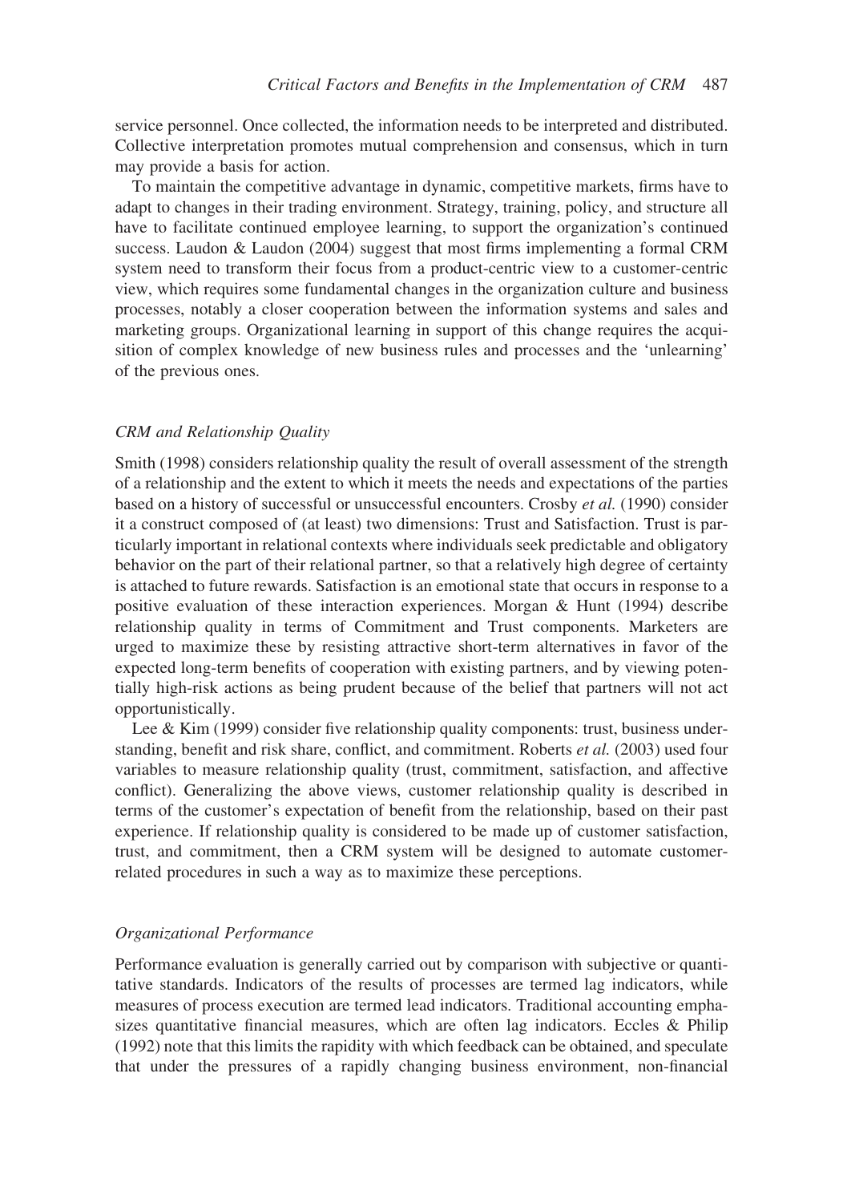service personnel. Once collected, the information needs to be interpreted and distributed. Collective interpretation promotes mutual comprehension and consensus, which in turn may provide a basis for action.

To maintain the competitive advantage in dynamic, competitive markets, firms have to adapt to changes in their trading environment. Strategy, training, policy, and structure all have to facilitate continued employee learning, to support the organization's continued success. Laudon & Laudon (2004) suggest that most firms implementing a formal CRM system need to transform their focus from a product-centric view to a customer-centric view, which requires some fundamental changes in the organization culture and business processes, notably a closer cooperation between the information systems and sales and marketing groups. Organizational learning in support of this change requires the acquisition of complex knowledge of new business rules and processes and the 'unlearning' of the previous ones.

### *CRM and Relationship Quality*

Smith (1998) considers relationship quality the result of overall assessment of the strength of a relationship and the extent to which it meets the needs and expectations of the parties based on a history of successful or unsuccessful encounters. Crosby *et al.* (1990) consider it a construct composed of (at least) two dimensions: Trust and Satisfaction. Trust is particularly important in relational contexts where individuals seek predictable and obligatory behavior on the part of their relational partner, so that a relatively high degree of certainty is attached to future rewards. Satisfaction is an emotional state that occurs in response to a positive evaluation of these interaction experiences. Morgan & Hunt (1994) describe relationship quality in terms of Commitment and Trust components. Marketers are urged to maximize these by resisting attractive short-term alternatives in favor of the expected long-term benefits of cooperation with existing partners, and by viewing potentially high-risk actions as being prudent because of the belief that partners will not act opportunistically.

Lee & Kim (1999) consider five relationship quality components: trust, business understanding, benefit and risk share, conflict, and commitment. Roberts *et al.* (2003) used four variables to measure relationship quality (trust, commitment, satisfaction, and affective conflict). Generalizing the above views, customer relationship quality is described in terms of the customer's expectation of benefit from the relationship, based on their past experience. If relationship quality is considered to be made up of customer satisfaction, trust, and commitment, then a CRM system will be designed to automate customer-related procedures in such a way as to maximize these perceptions.

### *Organizational Performance*

Performance evaluation is generally carried out by comparison with subjective or quantitative standards. Indicators of the results of processes are termed lag indicators, while measures of process execution are termed lead indicators. Traditional accounting emphasizes quantitative financial measures, which are often lag indicators. Eccles & Philip (1992) note that this limits the rapidity with which feedback can be obtained, and speculate that under the pressures of a rapidly changing business environment, non-financial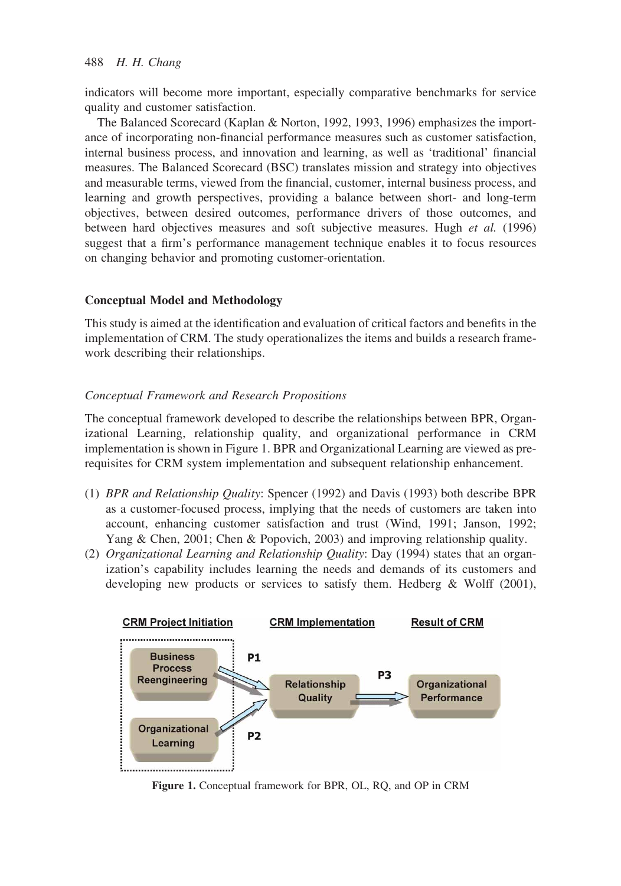indicators will become more important, especially comparative benchmarks for service quality and customer satisfaction.

The Balanced Scorecard (Kaplan & Norton, 1992, 1993, 1996) emphasizes the importance of incorporating non-financial performance measures such as customer satisfaction, internal business process, and innovation and learning, as well as 'traditional' financial measures. The Balanced Scorecard (BSC) translates mission and strategy into objectives and measurable terms, viewed from the financial, customer, internal business process, and learning and growth perspectives, providing a balance between short- and long-term objectives, between desired outcomes, performance drivers of those outcomes, and between hard objectives measures and soft subjective measures. Hugh *et al.* (1996) suggest that a firm's performance management technique enables it to focus resources on changing behavior and promoting customer-orientation.

## Conceptual Model and Methodology

This study is aimed at the identification and evaluation of critical factors and benefits in the implementation of CRM. The study operationalizes the items and builds a research framework describing their relationships.

### *Conceptual Framework and Research Propositions*

The conceptual framework developed to describe the relationships between BPR, Organizational Learning, relationship quality, and organizational performance in CRM implementation is shown in Figure 1. BPR and Organizational Learning are viewed as prerequisites for CRM system implementation and subsequent relationship enhancement.

(1) *BPR and Relationship Quality*: Spencer (1992) and Davis (1993) both describe BPR as a customer-focused process, implying that the needs of customers are taken into account, enhancing customer satisfaction and trust (Wind, 1991; Janson, 1992; Yang & Chen, 2001; Chen & Popovich, 2003) and improving relationship quality.
(2) *Organizational Learning and Relationship Quality*: Day (1994) states that an organization's capability includes learning the needs and demands of its customers and developing new products or services to satisfy them. Hedberg & Wolff (2001),

**Figure 1.** Conceptual framework for BPR, OL, RQ, and OP in CRM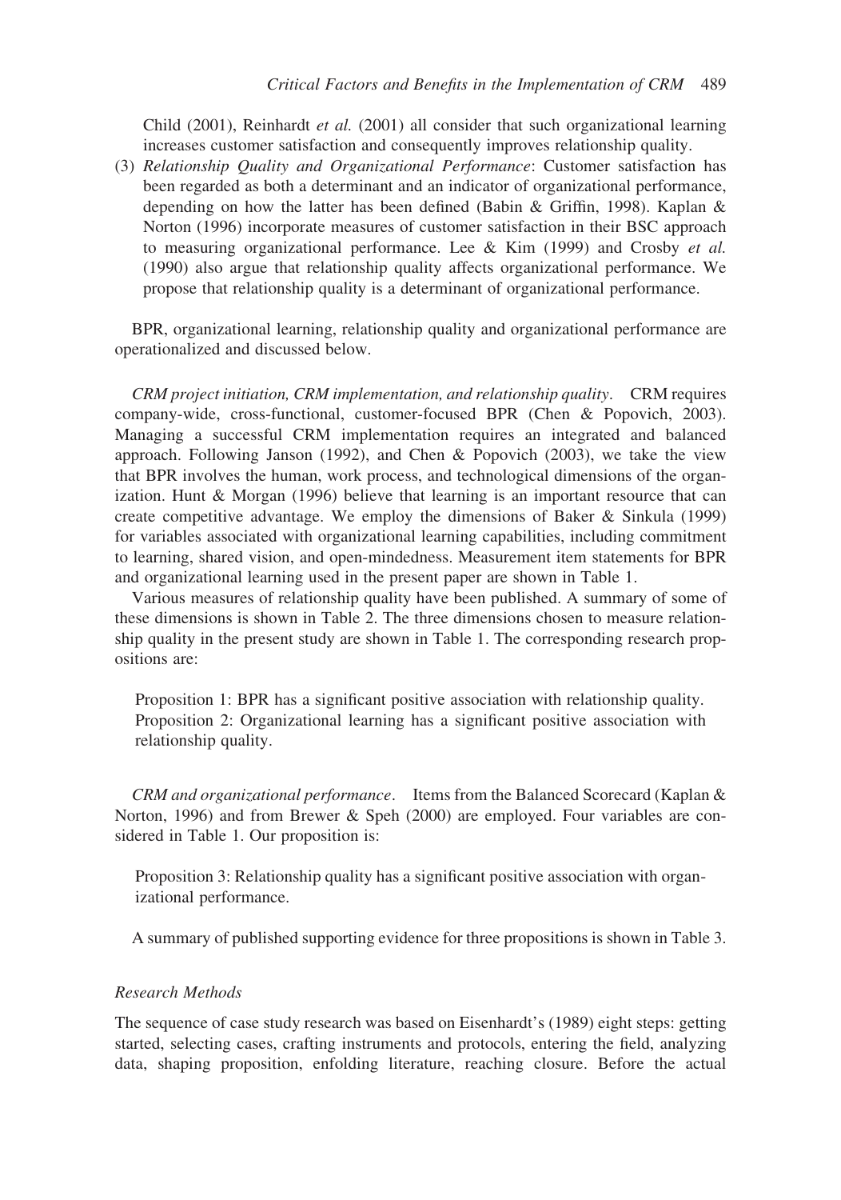Child (2001), Reinhardt *et al.* (2001) all consider that such organizational learning increases customer satisfaction and consequently improves relationship quality.

(3) *Relationship Quality and Organizational Performance*: Customer satisfaction has been regarded as both a determinant and an indicator of organizational performance, depending on how the latter has been defined (Babin & Griffin, 1998). Kaplan & Norton (1996) incorporate measures of customer satisfaction in their BSC approach to measuring organizational performance. Lee & Kim (1999) and Crosby *et al.* (1990) also argue that relationship quality affects organizational performance. We propose that relationship quality is a determinant of organizational performance.

BPR, organizational learning, relationship quality and organizational performance are operationalized and discussed below.

*CRM project initiation, CRM implementation, and relationship quality*. CRM requires company-wide, cross-functional, customer-focused BPR (Chen & Popovich, 2003). Managing a successful CRM implementation requires an integrated and balanced approach. Following Janson (1992), and Chen & Popovich (2003), we take the view that BPR involves the human, work process, and technological dimensions of the organization. Hunt & Morgan (1996) believe that learning is an important resource that can create competitive advantage. We employ the dimensions of Baker & Sinkula (1999) for variables associated with organizational learning capabilities, including commitment to learning, shared vision, and open-mindedness. Measurement item statements for BPR and organizational learning used in the present paper are shown in Table 1.

Various measures of relationship quality have been published. A summary of some of these dimensions is shown in Table 2. The three dimensions chosen to measure relationship quality in the present study are shown in Table 1. The corresponding research propositions are:

> Proposition 1: BPR has a significant positive association with relationship quality.
> Proposition 2: Organizational learning has a significant positive association with relationship quality.

*CRM and organizational performance*. Items from the Balanced Scorecard (Kaplan & Norton, 1996) and from Brewer & Speh (2000) are employed. Four variables are considered in Table 1. Our proposition is:

> Proposition 3: Relationship quality has a significant positive association with organizational performance.

A summary of published supporting evidence for three propositions is shown in Table 3.

### *Research Methods*

The sequence of case study research was based on Eisenhardt's (1989) eight steps: getting started, selecting cases, crafting instruments and protocols, entering the field, analyzing data, shaping proposition, enfolding literature, reaching closure. Before the actual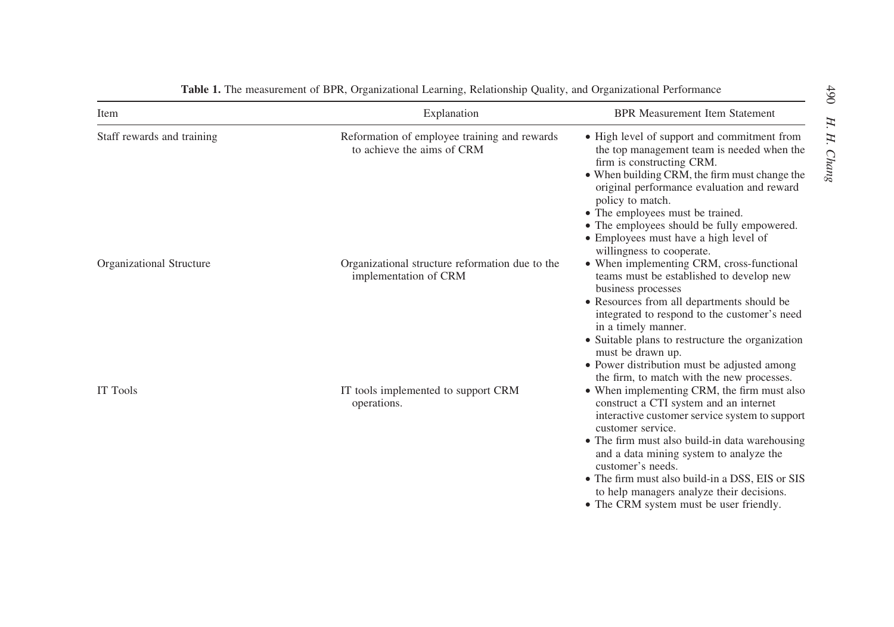**Table 1.** The measurement of BPR, Organizational Learning, Relationship Quality, and Organizational Performance

| Item | Explanation | BPR Measurement Item Statement |
|---|---|---|
| Staff rewards and training | Reformation of employee training and rewards to achieve the aims of CRM | • High level of support and commitment from the top management team is needed when the firm is constructing CRM.<br>• When building CRM, the firm must change the original performance evaluation and reward policy to match.<br>• The employees must be trained.<br>• The employees should be fully empowered.<br>• Employees must have a high level of willingness to cooperate. |
| Organizational Structure | Organizational structure reformation due to the implementation of CRM | • When implementing CRM, cross-functional teams must be established to develop new business processes<br>• Resources from all departments should be integrated to respond to the customer's need in a timely manner.<br>• Suitable plans to restructure the organization must be drawn up.<br>• Power distribution must be adjusted among the firm, to match with the new processes. |
| IT Tools | IT tools implemented to support CRM operations. | • When implementing CRM, the firm must also construct a CTI system and an internet interactive customer service system to support customer service.<br>• The firm must also build-in data warehousing and a data mining system to analyze the customer's needs.<br>• The firm must also build-in a DSS, EIS or SIS to help managers analyze their decisions.<br>• The CRM system must be user friendly. |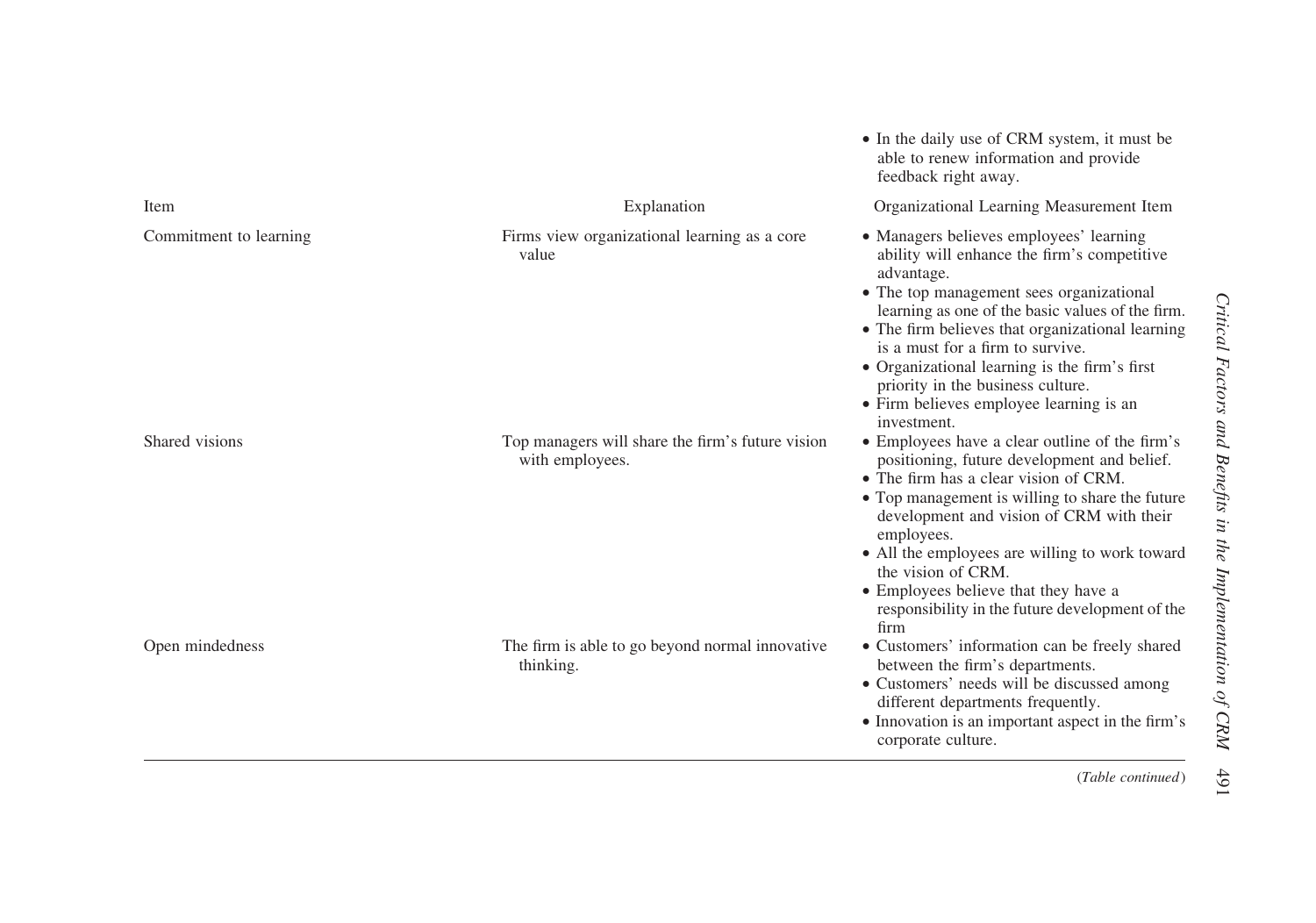| Item | Explanation | Organizational Learning Measurement Item |
|---|---|---|
| | | • In the daily use of CRM system, it must be able to renew information and provide feedback right away. |
| Commitment to learning | Firms view organizational learning as a core value | • Managers believes employees' learning ability will enhance the firm's competitive advantage.<br>• The top management sees organizational learning as one of the basic values of the firm.<br>• The firm believes that organizational learning is a must for a firm to survive.<br>• Organizational learning is the firm's first priority in the business culture.<br>• Firm believes employee learning is an investment. |
| Shared visions | Top managers will share the firm's future vision with employees. | • Employees have a clear outline of the firm's positioning, future development and belief.<br>• The firm has a clear vision of CRM.<br>• Top management is willing to share the future development and vision of CRM with their employees.<br>• All the employees are willing to work toward the vision of CRM.<br>• Employees believe that they have a responsibility in the future development of the firm |
| Open mindedness | The firm is able to go beyond normal innovative thinking. | • Customers' information can be freely shared between the firm's departments.<br>• Customers' needs will be discussed among different departments frequently.<br>• Innovation is an important aspect in the firm's corporate culture. |

(*Table continued*)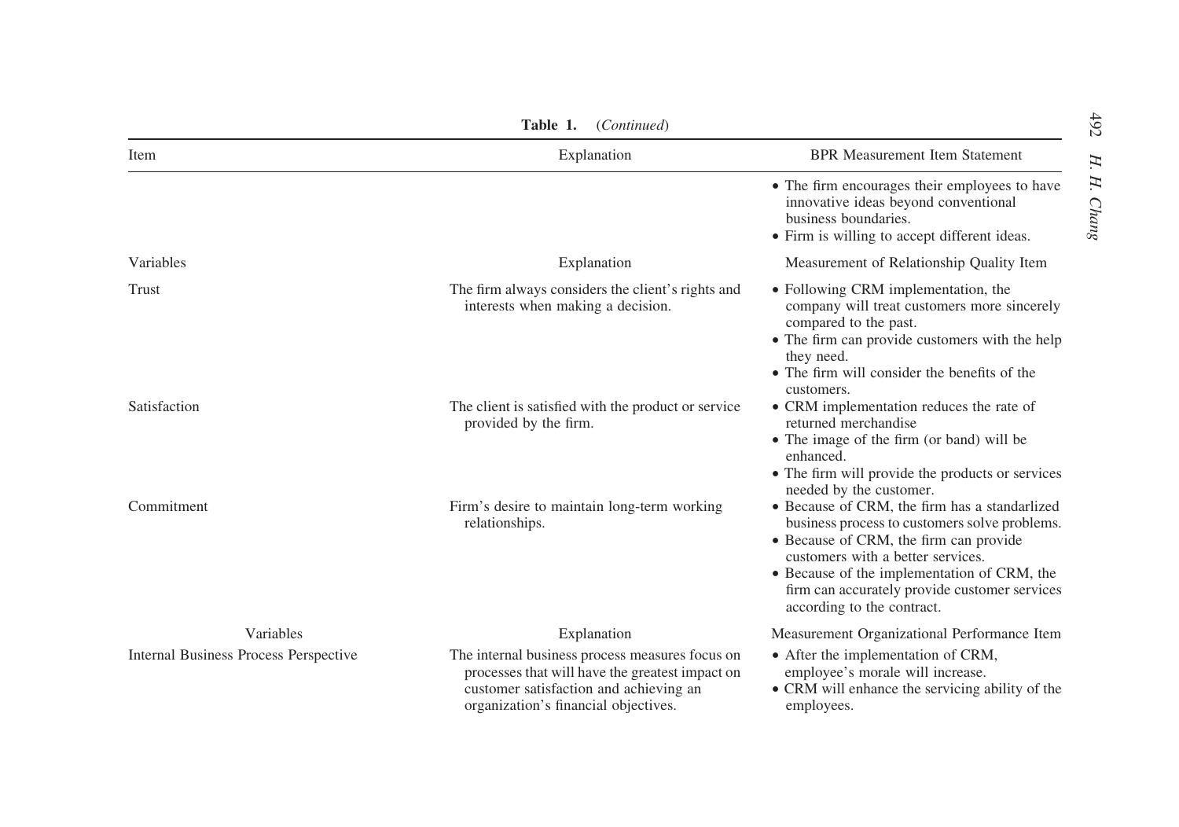**Table 1.** (*Continued*)

| Item | Explanation | BPR Measurement Item Statement |
|---|---|---|
| | | • The firm encourages their employees to have innovative ideas beyond conventional business boundaries.<br>• Firm is willing to accept different ideas. |
| Variables | Explanation | Measurement of Relationship Quality Item |
| Trust | The firm always considers the client's rights and interests when making a decision. | • Following CRM implementation, the company will treat customers more sincerely compared to the past.<br>• The firm can provide customers with the help they need.<br>• The firm will consider the benefits of the customers. |
| Satisfaction | The client is satisfied with the product or service provided by the firm. | • CRM implementation reduces the rate of returned merchandise<br>• The image of the firm (or band) will be enhanced.<br>• The firm will provide the products or services needed by the customer. |
| Commitment | Firm's desire to maintain long-term working relationships. | • Because of CRM, the firm has a standarlized business process to customers solve problems.<br>• Because of CRM, the firm can provide customers with a better services.<br>• Because of the implementation of CRM, the firm can accurately provide customer services according to the contract. |
| Variables | Explanation | Measurement Organizational Performance Item |
| Internal Business Process Perspective | The internal business process measures focus on processes that will have the greatest impact on customer satisfaction and achieving an organization's financial objectives. | • After the implementation of CRM, employee's morale will increase.<br>• CRM will enhance the servicing ability of the employees. |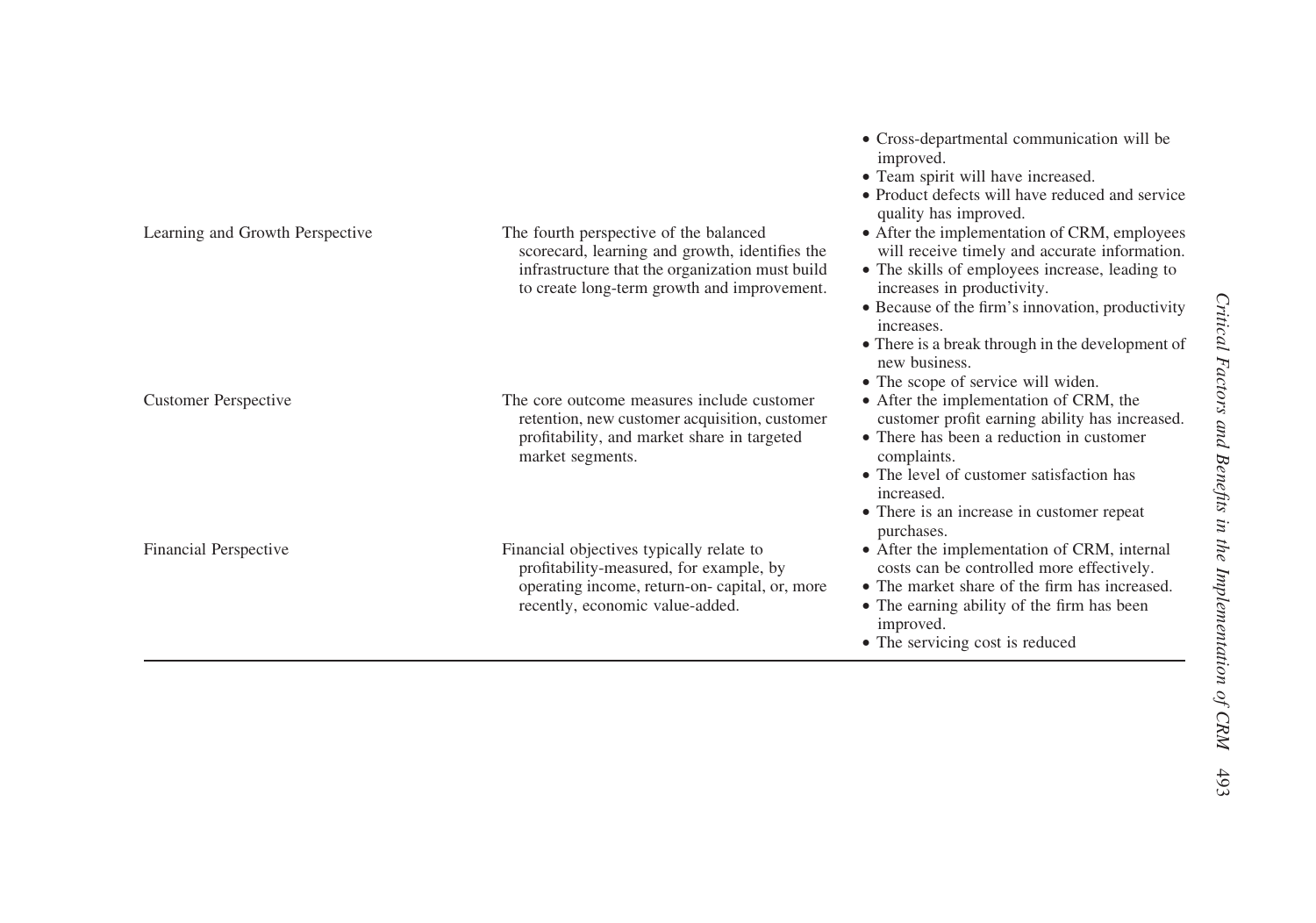| | | |
|---|---|---|
| | | • Cross-departmental communication will be improved.<br>• Team spirit will have increased.<br>• Product defects will have reduced and service quality has improved. |
| Learning and Growth Perspective | The fourth perspective of the balanced scorecard, learning and growth, identifies the infrastructure that the organization must build to create long-term growth and improvement. | • After the implementation of CRM, employees will receive timely and accurate information.<br>• The skills of employees increase, leading to increases in productivity.<br>• Because of the firm's innovation, productivity increases.<br>• There is a break through in the development of new business.<br>• The scope of service will widen. |
| Customer Perspective | The core outcome measures include customer retention, new customer acquisition, customer profitability, and market share in targeted market segments. | • After the implementation of CRM, the customer profit earning ability has increased.<br>• There has been a reduction in customer complaints.<br>• The level of customer satisfaction has increased.<br>• There is an increase in customer repeat purchases. |
| Financial Perspective | Financial objectives typically relate to profitability-measured, for example, by operating income, return-on- capital, or, more recently, economic value-added. | • After the implementation of CRM, internal costs can be controlled more effectively.<br>• The market share of the firm has increased.<br>• The earning ability of the firm has been improved.<br>• The servicing cost is reduced |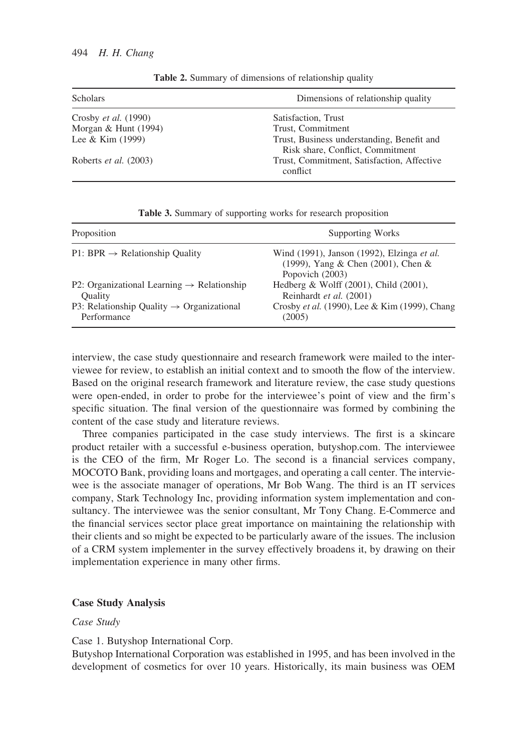Table 2. Summary of dimensions of relationship quality

| Scholars | Dimensions of relationship quality |
| --- | --- |
| Crosby *et al.* (1990) | Satisfaction, Trust |
| Morgan & Hunt (1994) | Trust, Commitment |
| Lee & Kim (1999) | Trust, Business understanding, Benefit and Risk share, Conflict, Commitment |
| Roberts *et al.* (2003) | Trust, Commitment, Satisfaction, Affective conflict |

Table 3. Summary of supporting works for research proposition

| Proposition | Supporting Works |
| --- | --- |
| P1: BPR → Relationship Quality | Wind (1991), Janson (1992), Elzinga *et al.* (1999), Yang & Chen (2001), Chen & Popovich (2003) |
| P2: Organizational Learning → Relationship Quality | Hedberg & Wolff (2001), Child (2001), Reinhardt *et al.* (2001) |
| P3: Relationship Quality → Organizational Performance | Crosby *et al.* (1990), Lee & Kim (1999), Chang (2005) |

interview, the case study questionnaire and research framework were mailed to the interviewee for review, to establish an initial context and to smooth the flow of the interview. Based on the original research framework and literature review, the case study questions were open-ended, in order to probe for the interviewee's point of view and the firm's specific situation. The final version of the questionnaire was formed by combining the content of the case study and literature reviews.

Three companies participated in the case study interviews. The first is a skincare product retailer with a successful e-business operation, butyshop.com. The interviewee is the CEO of the firm, Mr Roger Lo. The second is a financial services company, MOCOTO Bank, providing loans and mortgages, and operating a call center. The interviewee is the associate manager of operations, Mr Bob Wang. The third is an IT services company, Stark Technology Inc, providing information system implementation and consultancy. The interviewee was the senior consultant, Mr Tony Chang. E-Commerce and the financial services sector place great importance on maintaining the relationship with their clients and so might be expected to be particularly aware of the issues. The inclusion of a CRM system implementer in the survey effectively broadens it, by drawing on their implementation experience in many other firms.

## Case Study Analysis

### *Case Study*

Case 1. Butyshop International Corp.

Butyshop International Corporation was established in 1995, and has been involved in the development of cosmetics for over 10 years. Historically, its main business was OEM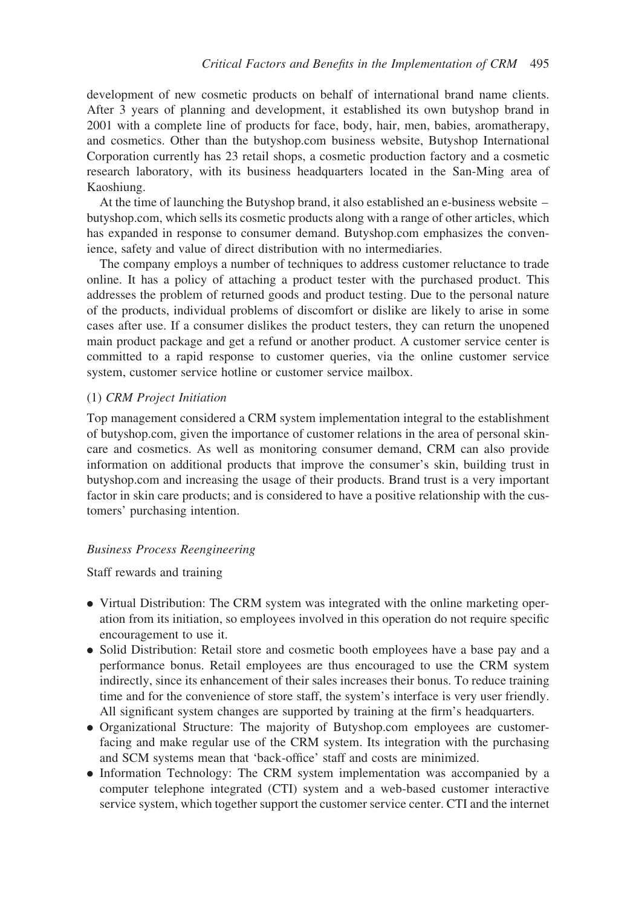development of new cosmetic products on behalf of international brand name clients. After 3 years of planning and development, it established its own butyshop brand in 2001 with a complete line of products for face, body, hair, men, babies, aromatherapy, and cosmetics. Other than the butyshop.com business website, Butyshop International Corporation currently has 23 retail shops, a cosmetic production factory and a cosmetic research laboratory, with its business headquarters located in the San-Ming area of Kaoshiung.

At the time of launching the Butyshop brand, it also established an e-business website – butyshop.com, which sells its cosmetic products along with a range of other articles, which has expanded in response to consumer demand. Butyshop.com emphasizes the convenience, safety and value of direct distribution with no intermediaries.

The company employs a number of techniques to address customer reluctance to trade online. It has a policy of attaching a product tester with the purchased product. This addresses the problem of returned goods and product testing. Due to the personal nature of the products, individual problems of discomfort or dislike are likely to arise in some cases after use. If a consumer dislikes the product testers, they can return the unopened main product package and get a refund or another product. A customer service center is committed to a rapid response to customer queries, via the online customer service system, customer service hotline or customer service mailbox.

(1) *CRM Project Initiation*

Top management considered a CRM system implementation integral to the establishment of butyshop.com, given the importance of customer relations in the area of personal skincare and cosmetics. As well as monitoring consumer demand, CRM can also provide information on additional products that improve the consumer's skin, building trust in butyshop.com and increasing the usage of their products. Brand trust is a very important factor in skin care products; and is considered to have a positive relationship with the customers' purchasing intention.

*Business Process Reengineering*

Staff rewards and training

- Virtual Distribution: The CRM system was integrated with the online marketing operation from its initiation, so employees involved in this operation do not require specific encouragement to use it.
- Solid Distribution: Retail store and cosmetic booth employees have a base pay and a performance bonus. Retail employees are thus encouraged to use the CRM system indirectly, since its enhancement of their sales increases their bonus. To reduce training time and for the convenience of store staff, the system's interface is very user friendly. All significant system changes are supported by training at the firm's headquarters.
- Organizational Structure: The majority of Butyshop.com employees are customer-facing and make regular use of the CRM system. Its integration with the purchasing and SCM systems mean that 'back-office' staff and costs are minimized.
- Information Technology: The CRM system implementation was accompanied by a computer telephone integrated (CTI) system and a web-based customer interactive service system, which together support the customer service center. CTI and the internet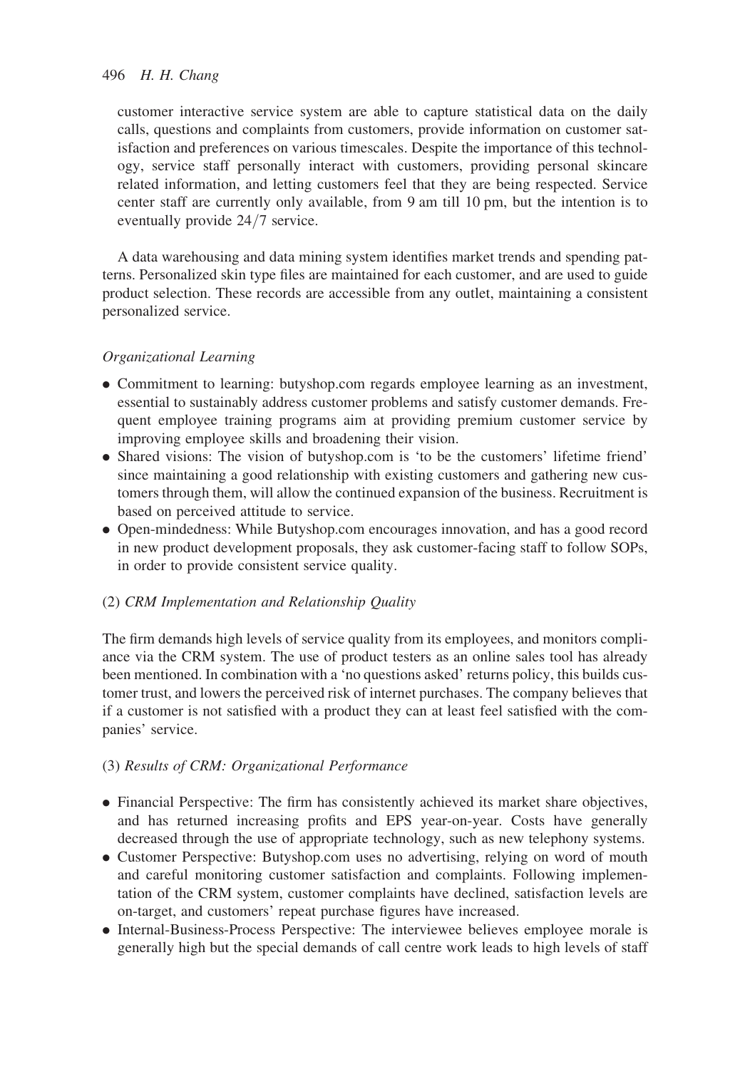customer interactive service system are able to capture statistical data on the daily calls, questions and complaints from customers, provide information on customer satisfaction and preferences on various timescales. Despite the importance of this technology, service staff personally interact with customers, providing personal skincare related information, and letting customers feel that they are being respected. Service center staff are currently only available, from 9 am till 10 pm, but the intention is to eventually provide 24/7 service.

A data warehousing and data mining system identifies market trends and spending patterns. Personalized skin type files are maintained for each customer, and are used to guide product selection. These records are accessible from any outlet, maintaining a consistent personalized service.

*Organizational Learning*

- Commitment to learning: butyshop.com regards employee learning as an investment, essential to sustainably address customer problems and satisfy customer demands. Frequent employee training programs aim at providing premium customer service by improving employee skills and broadening their vision.
- Shared visions: The vision of butyshop.com is 'to be the customers' lifetime friend' since maintaining a good relationship with existing customers and gathering new customers through them, will allow the continued expansion of the business. Recruitment is based on perceived attitude to service.
- Open-mindedness: While Butyshop.com encourages innovation, and has a good record in new product development proposals, they ask customer-facing staff to follow SOPs, in order to provide consistent service quality.

(2) *CRM Implementation and Relationship Quality*

The firm demands high levels of service quality from its employees, and monitors compliance via the CRM system. The use of product testers as an online sales tool has already been mentioned. In combination with a 'no questions asked' returns policy, this builds customer trust, and lowers the perceived risk of internet purchases. The company believes that if a customer is not satisfied with a product they can at least feel satisfied with the companies' service.

(3) *Results of CRM: Organizational Performance*

- Financial Perspective: The firm has consistently achieved its market share objectives, and has returned increasing profits and EPS year-on-year. Costs have generally decreased through the use of appropriate technology, such as new telephony systems.
- Customer Perspective: Butyshop.com uses no advertising, relying on word of mouth and careful monitoring customer satisfaction and complaints. Following implementation of the CRM system, customer complaints have declined, satisfaction levels are on-target, and customers' repeat purchase figures have increased.
- Internal-Business-Process Perspective: The interviewee believes employee morale is generally high but the special demands of call centre work leads to high levels of staff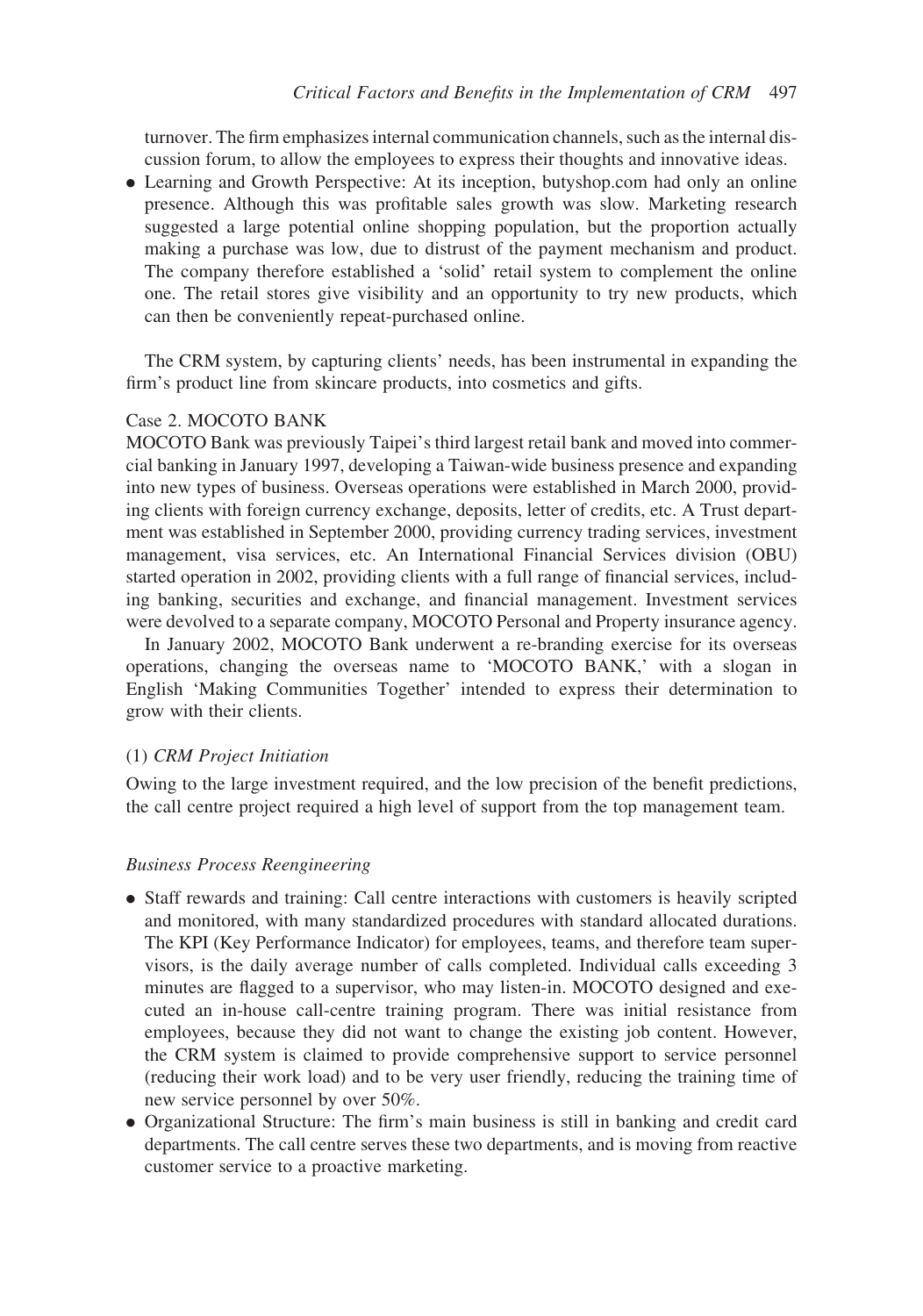turnover. The firm emphasizes internal communication channels, such as the internal discussion forum, to allow the employees to express their thoughts and innovative ideas.

- Learning and Growth Perspective: At its inception, butyshop.com had only an online presence. Although this was profitable sales growth was slow. Marketing research suggested a large potential online shopping population, but the proportion actually making a purchase was low, due to distrust of the payment mechanism and product. The company therefore established a 'solid' retail system to complement the online one. The retail stores give visibility and an opportunity to try new products, which can then be conveniently repeat-purchased online.

The CRM system, by capturing clients' needs, has been instrumental in expanding the firm's product line from skincare products, into cosmetics and gifts.

Case 2. MOCOTO BANK

MOCOTO Bank was previously Taipei's third largest retail bank and moved into commercial banking in January 1997, developing a Taiwan-wide business presence and expanding into new types of business. Overseas operations were established in March 2000, providing clients with foreign currency exchange, deposits, letter of credits, etc. A Trust department was established in September 2000, providing currency trading services, investment management, visa services, etc. An International Financial Services division (OBU) started operation in 2002, providing clients with a full range of financial services, including banking, securities and exchange, and financial management. Investment services were devolved to a separate company, MOCOTO Personal and Property insurance agency.

In January 2002, MOCOTO Bank underwent a re-branding exercise for its overseas operations, changing the overseas name to 'MOCOTO BANK,' with a slogan in English 'Making Communities Together' intended to express their determination to grow with their clients.

(1) *CRM Project Initiation*

Owing to the large investment required, and the low precision of the benefit predictions, the call centre project required a high level of support from the top management team.

*Business Process Reengineering*

- Staff rewards and training: Call centre interactions with customers is heavily scripted and monitored, with many standardized procedures with standard allocated durations. The KPI (Key Performance Indicator) for employees, teams, and therefore team supervisors, is the daily average number of calls completed. Individual calls exceeding 3 minutes are flagged to a supervisor, who may listen-in. MOCOTO designed and executed an in-house call-centre training program. There was initial resistance from employees, because they did not want to change the existing job content. However, the CRM system is claimed to provide comprehensive support to service personnel (reducing their work load) and to be very user friendly, reducing the training time of new service personnel by over 50%.
- Organizational Structure: The firm's main business is still in banking and credit card departments. The call centre serves these two departments, and is moving from reactive customer service to a proactive marketing.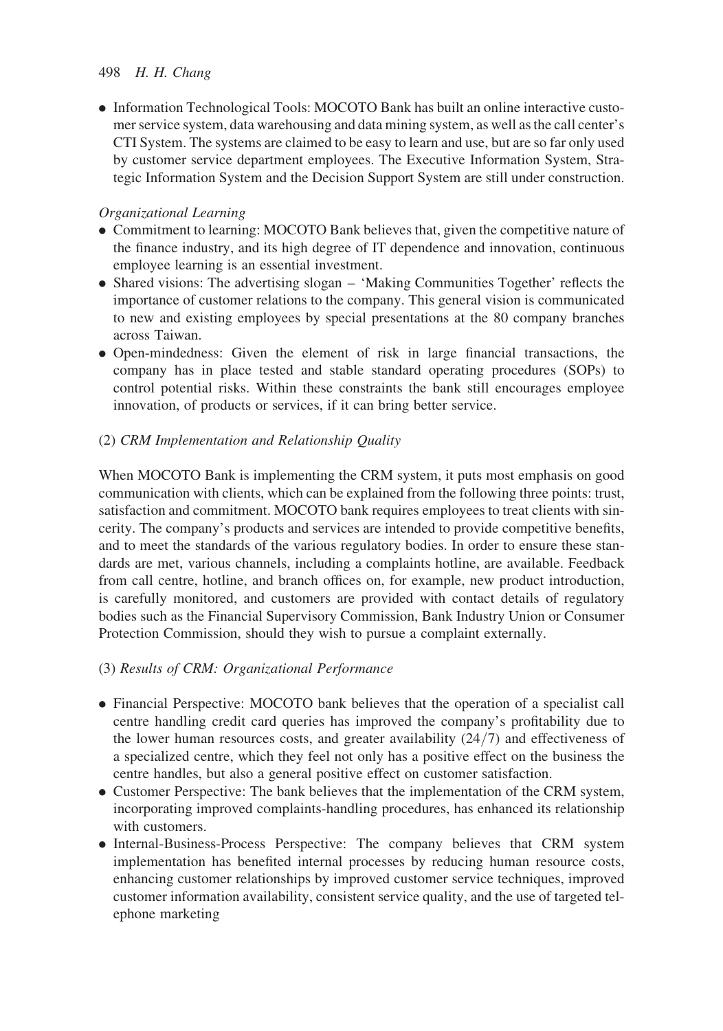- Information Technological Tools: MOCOTO Bank has built an online interactive customer service system, data warehousing and data mining system, as well as the call center's CTI System. The systems are claimed to be easy to learn and use, but are so far only used by customer service department employees. The Executive Information System, Strategic Information System and the Decision Support System are still under construction.

*Organizational Learning*

- Commitment to learning: MOCOTO Bank believes that, given the competitive nature of the finance industry, and its high degree of IT dependence and innovation, continuous employee learning is an essential investment.
- Shared visions: The advertising slogan – 'Making Communities Together' reflects the importance of customer relations to the company. This general vision is communicated to new and existing employees by special presentations at the 80 company branches across Taiwan.
- Open-mindedness: Given the element of risk in large financial transactions, the company has in place tested and stable standard operating procedures (SOPs) to control potential risks. Within these constraints the bank still encourages employee innovation, of products or services, if it can bring better service.

(2) *CRM Implementation and Relationship Quality*

When MOCOTO Bank is implementing the CRM system, it puts most emphasis on good communication with clients, which can be explained from the following three points: trust, satisfaction and commitment. MOCOTO bank requires employees to treat clients with sincerity. The company's products and services are intended to provide competitive benefits, and to meet the standards of the various regulatory bodies. In order to ensure these standards are met, various channels, including a complaints hotline, are available. Feedback from call centre, hotline, and branch offices on, for example, new product introduction, is carefully monitored, and customers are provided with contact details of regulatory bodies such as the Financial Supervisory Commission, Bank Industry Union or Consumer Protection Commission, should they wish to pursue a complaint externally.

(3) *Results of CRM: Organizational Performance*

- Financial Perspective: MOCOTO bank believes that the operation of a specialist call centre handling credit card queries has improved the company's profitability due to the lower human resources costs, and greater availability (24/7) and effectiveness of a specialized centre, which they feel not only has a positive effect on the business the centre handles, but also a general positive effect on customer satisfaction.
- Customer Perspective: The bank believes that the implementation of the CRM system, incorporating improved complaints-handling procedures, has enhanced its relationship with customers.
- Internal-Business-Process Perspective: The company believes that CRM system implementation has benefited internal processes by reducing human resource costs, enhancing customer relationships by improved customer service techniques, improved customer information availability, consistent service quality, and the use of targeted telephone marketing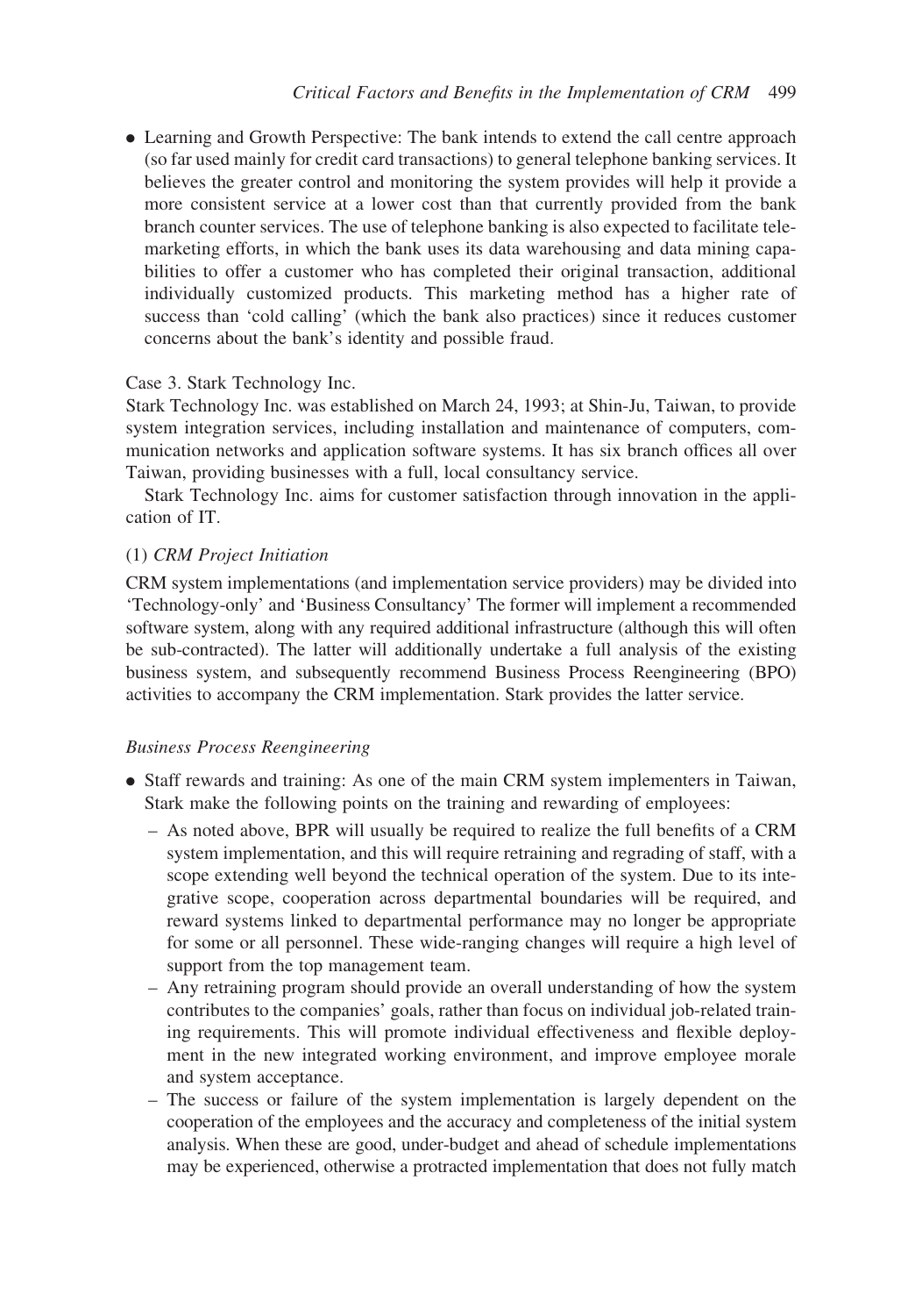- Learning and Growth Perspective: The bank intends to extend the call centre approach (so far used mainly for credit card transactions) to general telephone banking services. It believes the greater control and monitoring the system provides will help it provide a more consistent service at a lower cost than that currently provided from the bank branch counter services. The use of telephone banking is also expected to facilitate telemarketing efforts, in which the bank uses its data warehousing and data mining capabilities to offer a customer who has completed their original transaction, additional individually customized products. This marketing method has a higher rate of success than 'cold calling' (which the bank also practices) since it reduces customer concerns about the bank's identity and possible fraud.

Case 3. Stark Technology Inc.

Stark Technology Inc. was established on March 24, 1993; at Shin-Ju, Taiwan, to provide system integration services, including installation and maintenance of computers, communication networks and application software systems. It has six branch offices all over Taiwan, providing businesses with a full, local consultancy service.

Stark Technology Inc. aims for customer satisfaction through innovation in the application of IT.

(1) *CRM Project Initiation*

CRM system implementations (and implementation service providers) may be divided into 'Technology-only' and 'Business Consultancy' The former will implement a recommended software system, along with any required additional infrastructure (although this will often be sub-contracted). The latter will additionally undertake a full analysis of the existing business system, and subsequently recommend Business Process Reengineering (BPO) activities to accompany the CRM implementation. Stark provides the latter service.

*Business Process Reengineering*

- Staff rewards and training: As one of the main CRM system implementers in Taiwan, Stark make the following points on the training and rewarding of employees:
  - As noted above, BPR will usually be required to realize the full benefits of a CRM system implementation, and this will require retraining and regrading of staff, with a scope extending well beyond the technical operation of the system. Due to its integrative scope, cooperation across departmental boundaries will be required, and reward systems linked to departmental performance may no longer be appropriate for some or all personnel. These wide-ranging changes will require a high level of support from the top management team.
  - Any retraining program should provide an overall understanding of how the system contributes to the companies' goals, rather than focus on individual job-related training requirements. This will promote individual effectiveness and flexible deployment in the new integrated working environment, and improve employee morale and system acceptance.
  - The success or failure of the system implementation is largely dependent on the cooperation of the employees and the accuracy and completeness of the initial system analysis. When these are good, under-budget and ahead of schedule implementations may be experienced, otherwise a protracted implementation that does not fully match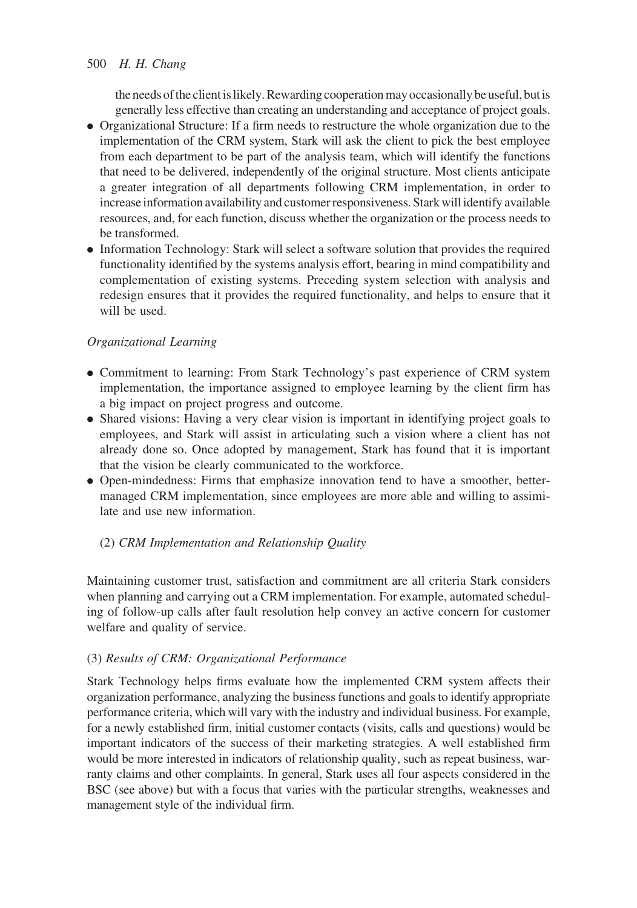the needs of the client is likely. Rewarding cooperation may occasionally be useful, but is generally less effective than creating an understanding and acceptance of project goals.

- Organizational Structure: If a firm needs to restructure the whole organization due to the implementation of the CRM system, Stark will ask the client to pick the best employee from each department to be part of the analysis team, which will identify the functions that need to be delivered, independently of the original structure. Most clients anticipate a greater integration of all departments following CRM implementation, in order to increase information availability and customer responsiveness. Stark will identify available resources, and, for each function, discuss whether the organization or the process needs to be transformed.
- Information Technology: Stark will select a software solution that provides the required functionality identified by the systems analysis effort, bearing in mind compatibility and complementation of existing systems. Preceding system selection with analysis and redesign ensures that it provides the required functionality, and helps to ensure that it will be used.

*Organizational Learning*

- Commitment to learning: From Stark Technology's past experience of CRM system implementation, the importance assigned to employee learning by the client firm has a big impact on project progress and outcome.
- Shared visions: Having a very clear vision is important in identifying project goals to employees, and Stark will assist in articulating such a vision where a client has not already done so. Once adopted by management, Stark has found that it is important that the vision be clearly communicated to the workforce.
- Open-mindedness: Firms that emphasize innovation tend to have a smoother, better-managed CRM implementation, since employees are more able and willing to assimilate and use new information.

(2) *CRM Implementation and Relationship Quality*

Maintaining customer trust, satisfaction and commitment are all criteria Stark considers when planning and carrying out a CRM implementation. For example, automated scheduling of follow-up calls after fault resolution help convey an active concern for customer welfare and quality of service.

(3) *Results of CRM: Organizational Performance*

Stark Technology helps firms evaluate how the implemented CRM system affects their organization performance, analyzing the business functions and goals to identify appropriate performance criteria, which will vary with the industry and individual business. For example, for a newly established firm, initial customer contacts (visits, calls and questions) would be important indicators of the success of their marketing strategies. A well established firm would be more interested in indicators of relationship quality, such as repeat business, warranty claims and other complaints. In general, Stark uses all four aspects considered in the BSC (see above) but with a focus that varies with the particular strengths, weaknesses and management style of the individual firm.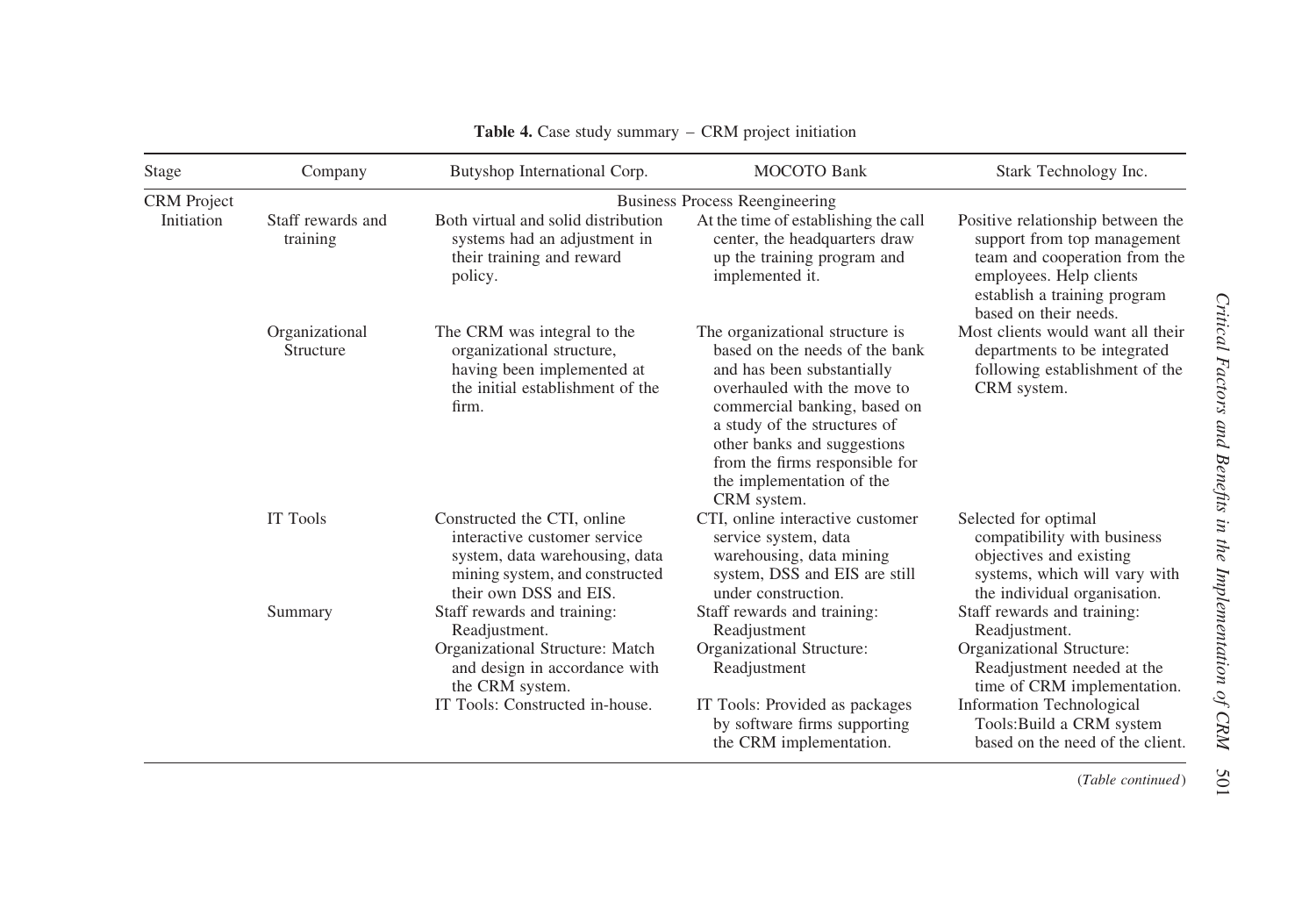**Table 4.** Case study summary – CRM project initiation

| Stage | Company | Butyshop International Corp. | MOCOTO Bank | Stark Technology Inc. |
|---|---|---|---|---|
| CRM Project Initiation | | Business Process Reengineering | | |
| | Staff rewards and training | Both virtual and solid distribution systems had an adjustment in their training and reward policy. | At the time of establishing the call center, the headquarters draw up the training program and implemented it. | Positive relationship between the support from top management team and cooperation from the employees. Help clients establish a training program based on their needs. |
| | Organizational Structure | The CRM was integral to the organizational structure, having been implemented at the initial establishment of the firm. | The organizational structure is based on the needs of the bank and has been substantially overhauled with the move to commercial banking, based on a study of the structures of other banks and suggestions from the firms responsible for the implementation of the CRM system. | Most clients would want all their departments to be integrated following establishment of the CRM system. |
| | IT Tools | Constructed the CTI, online interactive customer service system, data warehousing, data mining system, and constructed their own DSS and EIS. | CTI, online interactive customer service system, data warehousing, data mining system, DSS and EIS are still under construction. | Selected for optimal compatibility with business objectives and existing systems, which will vary with the individual organisation. |
| | Summary | Staff rewards and training: Readjustment.<br>Organizational Structure: Match and design in accordance with the CRM system.<br>IT Tools: Constructed in-house. | Staff rewards and training: Readjustment<br>Organizational Structure: Readjustment<br>IT Tools: Provided as packages by software firms supporting the CRM implementation. | Staff rewards and training: Readjustment.<br>Organizational Structure: Readjustment needed at the time of CRM implementation.<br>Information Technological Tools:Build a CRM system based on the need of the client. |

(*Table continued*)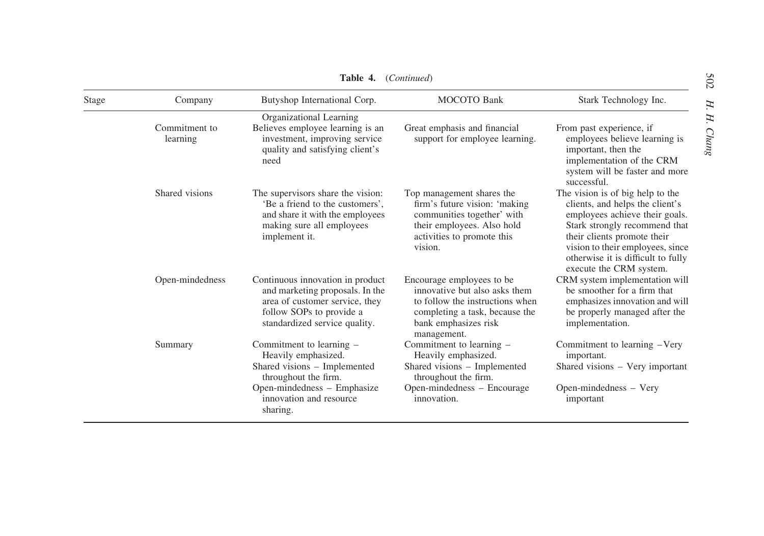**Table 4.** (*Continued*)

| Stage | Company | Butyshop International Corp. | MOCOTO Bank | Stark Technology Inc. |
|---|---|---|---|---|
| | | Organizational Learning | | |
| | Commitment to learning | Believes employee learning is an investment, improving service quality and satisfying client's need | Great emphasis and financial support for employee learning. | From past experience, if employees believe learning is important, then the implementation of the CRM system will be faster and more successful. |
| | Shared visions | The supervisors share the vision: 'Be a friend to the customers', and share it with the employees making sure all employees implement it. | Top management shares the firm's future vision: 'making communities together' with their employees. Also hold activities to promote this vision. | The vision is of big help to the clients, and helps the client's employees achieve their goals. Stark strongly recommend that their clients promote their vision to their employees, since otherwise it is difficult to fully execute the CRM system. |
| | Open-mindedness | Continuous innovation in product and marketing proposals. In the area of customer service, they follow SOPs to provide a standardized service quality. | Encourage employees to be innovative but also asks them to follow the instructions when completing a task, because the bank emphasizes risk management. | CRM system implementation will be smoother for a firm that emphasizes innovation and will be properly managed after the implementation. |
| | Summary | Commitment to learning – Heavily emphasized.<br>Shared visions – Implemented throughout the firm.<br>Open-mindedness – Emphasize innovation and resource sharing. | Commitment to learning – Heavily emphasized.<br>Shared visions – Implemented throughout the firm.<br>Open-mindedness – Encourage innovation. | Commitment to learning –Very important.<br>Shared visions – Very important<br>Open-mindedness – Very important |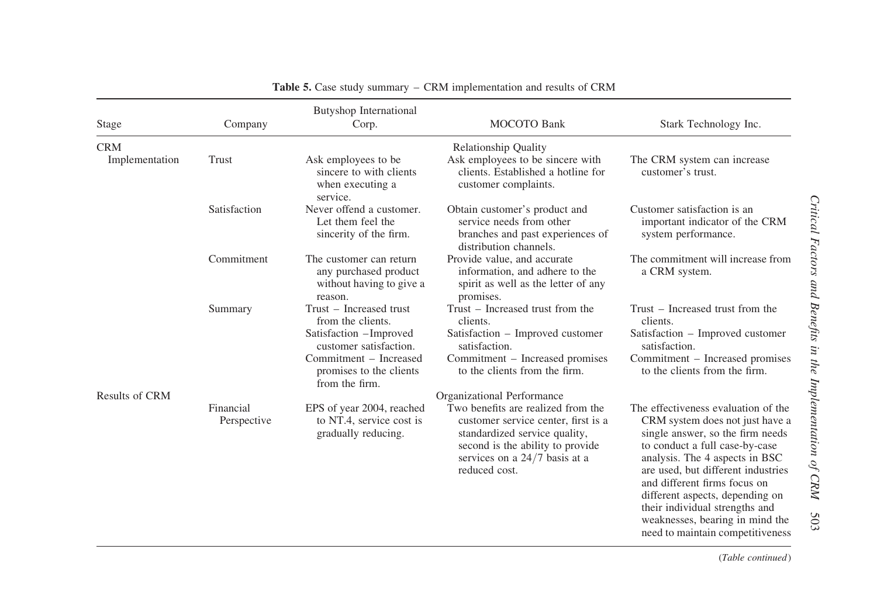**Table 5.** Case study summary – CRM implementation and results of CRM

| Stage | Company | Butyshop International Corp. | MOCOTO Bank | Stark Technology Inc. |
|---|---|---|---|---|
| CRM Implementation | | | Relationship Quality | |
| | Trust | Ask employees to be sincere to with clients when executing a service. | Ask employees to be sincere with clients. Established a hotline for customer complaints. | The CRM system can increase customer's trust. |
| | Satisfaction | Never offend a customer. Let them feel the sincerity of the firm. | Obtain customer's product and service needs from other branches and past experiences of distribution channels. | Customer satisfaction is an important indicator of the CRM system performance. |
| | Commitment | The customer can return any purchased product without having to give a reason. | Provide value, and accurate information, and adhere to the spirit as well as the letter of any promises. | The commitment will increase from a CRM system. |
| | Summary | Trust – Increased trust from the clients. Satisfaction –Improved customer satisfaction. Commitment – Increased promises to the clients from the firm. | Trust – Increased trust from the clients. Satisfaction – Improved customer satisfaction. Commitment – Increased promises to the clients from the firm. | Trust – Increased trust from the clients. Satisfaction – Improved customer satisfaction. Commitment – Increased promises to the clients from the firm. |
| Results of CRM | | | Organizational Performance | |
| | Financial Perspective | EPS of year 2004, reached to NT.4, service cost is gradually reducing. | Two benefits are realized from the customer service center, first is a standardized service quality, second is the ability to provide services on a 24/7 basis at a reduced cost. | The effectiveness evaluation of the CRM system does not just have a single answer, so the firm needs to conduct a full case-by-case analysis. The 4 aspects in BSC are used, but different industries and different firms focus on different aspects, depending on their individual strengths and weaknesses, bearing in mind the need to maintain competitiveness |

(*Table continued*)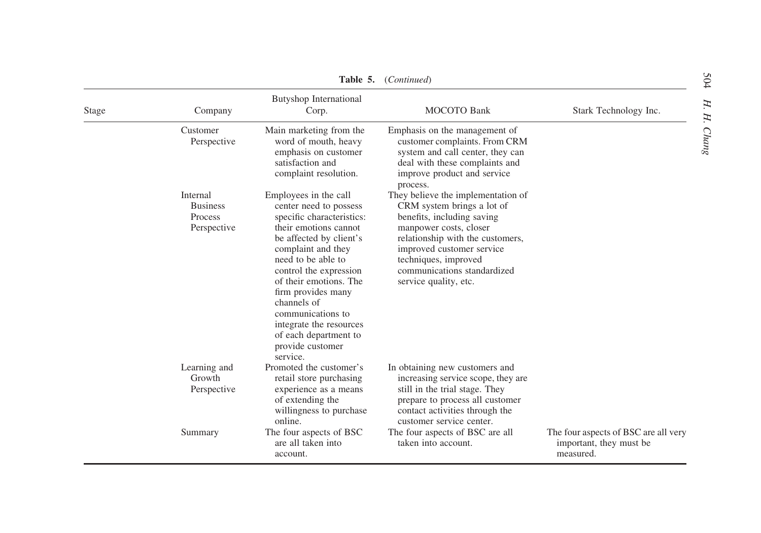**Table 5.** (*Continued*)

| Stage | Company | Butyshop International Corp. | MOCOTO Bank | Stark Technology Inc. |
|---|---|---|---|---|
| | Customer Perspective | Main marketing from the word of mouth, heavy emphasis on customer satisfaction and complaint resolution. | Emphasis on the management of customer complaints. From CRM system and call center, they can deal with these complaints and improve product and service process. | |
| | Internal Business Process Perspective | Employees in the call center need to possess specific characteristics: their emotions cannot be affected by client's complaint and they need to be able to control the expression of their emotions. The firm provides many channels of communications to integrate the resources of each department to provide customer service. | They believe the implementation of CRM system brings a lot of benefits, including saving manpower costs, closer relationship with the customers, improved customer service techniques, improved communications standardized service quality, etc. | |
| | Learning and Growth Perspective | Promoted the customer's retail store purchasing experience as a means of extending the willingness to purchase online. | In obtaining new customers and increasing service scope, they are still in the trial stage. They prepare to process all customer contact activities through the customer service center. | |
| | Summary | The four aspects of BSC are all taken into account. | The four aspects of BSC are all taken into account. | The four aspects of BSC are all very important, they must be measured. |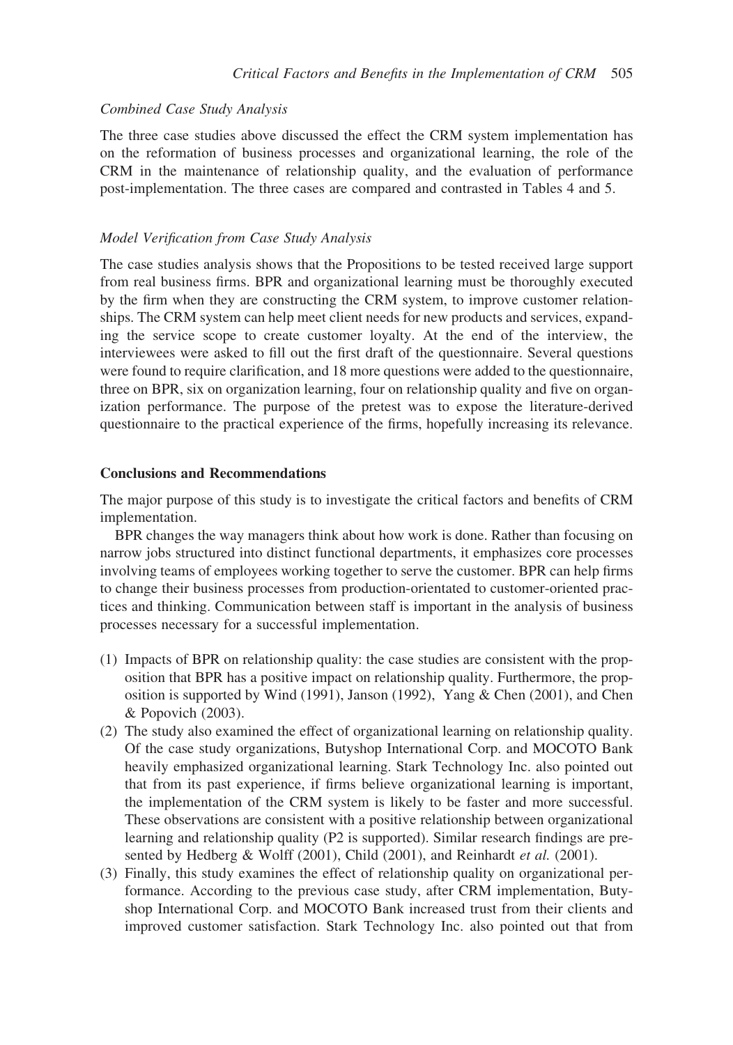### *Combined Case Study Analysis*

The three case studies above discussed the effect the CRM system implementation has on the reformation of business processes and organizational learning, the role of the CRM in the maintenance of relationship quality, and the evaluation of performance post-implementation. The three cases are compared and contrasted in Tables 4 and 5.

### *Model Verification from Case Study Analysis*

The case studies analysis shows that the Propositions to be tested received large support from real business firms. BPR and organizational learning must be thoroughly executed by the firm when they are constructing the CRM system, to improve customer relationships. The CRM system can help meet client needs for new products and services, expanding the service scope to create customer loyalty. At the end of the interview, the interviewees were asked to fill out the first draft of the questionnaire. Several questions were found to require clarification, and 18 more questions were added to the questionnaire, three on BPR, six on organization learning, four on relationship quality and five on organization performance. The purpose of the pretest was to expose the literature-derived questionnaire to the practical experience of the firms, hopefully increasing its relevance.

## Conclusions and Recommendations

The major purpose of this study is to investigate the critical factors and benefits of CRM implementation.

BPR changes the way managers think about how work is done. Rather than focusing on narrow jobs structured into distinct functional departments, it emphasizes core processes involving teams of employees working together to serve the customer. BPR can help firms to change their business processes from production-orientated to customer-oriented practices and thinking. Communication between staff is important in the analysis of business processes necessary for a successful implementation.

(1) Impacts of BPR on relationship quality: the case studies are consistent with the proposition that BPR has a positive impact on relationship quality. Furthermore, the proposition is supported by Wind (1991), Janson (1992), Yang & Chen (2001), and Chen & Popovich (2003).
(2) The study also examined the effect of organizational learning on relationship quality. Of the case study organizations, Butyshop International Corp. and MOCOTO Bank heavily emphasized organizational learning. Stark Technology Inc. also pointed out that from its past experience, if firms believe organizational learning is important, the implementation of the CRM system is likely to be faster and more successful. These observations are consistent with a positive relationship between organizational learning and relationship quality (P2 is supported). Similar research findings are presented by Hedberg & Wolff (2001), Child (2001), and Reinhardt *et al.* (2001).
(3) Finally, this study examines the effect of relationship quality on organizational performance. According to the previous case study, after CRM implementation, Butyshop International Corp. and MOCOTO Bank increased trust from their clients and improved customer satisfaction. Stark Technology Inc. also pointed out that from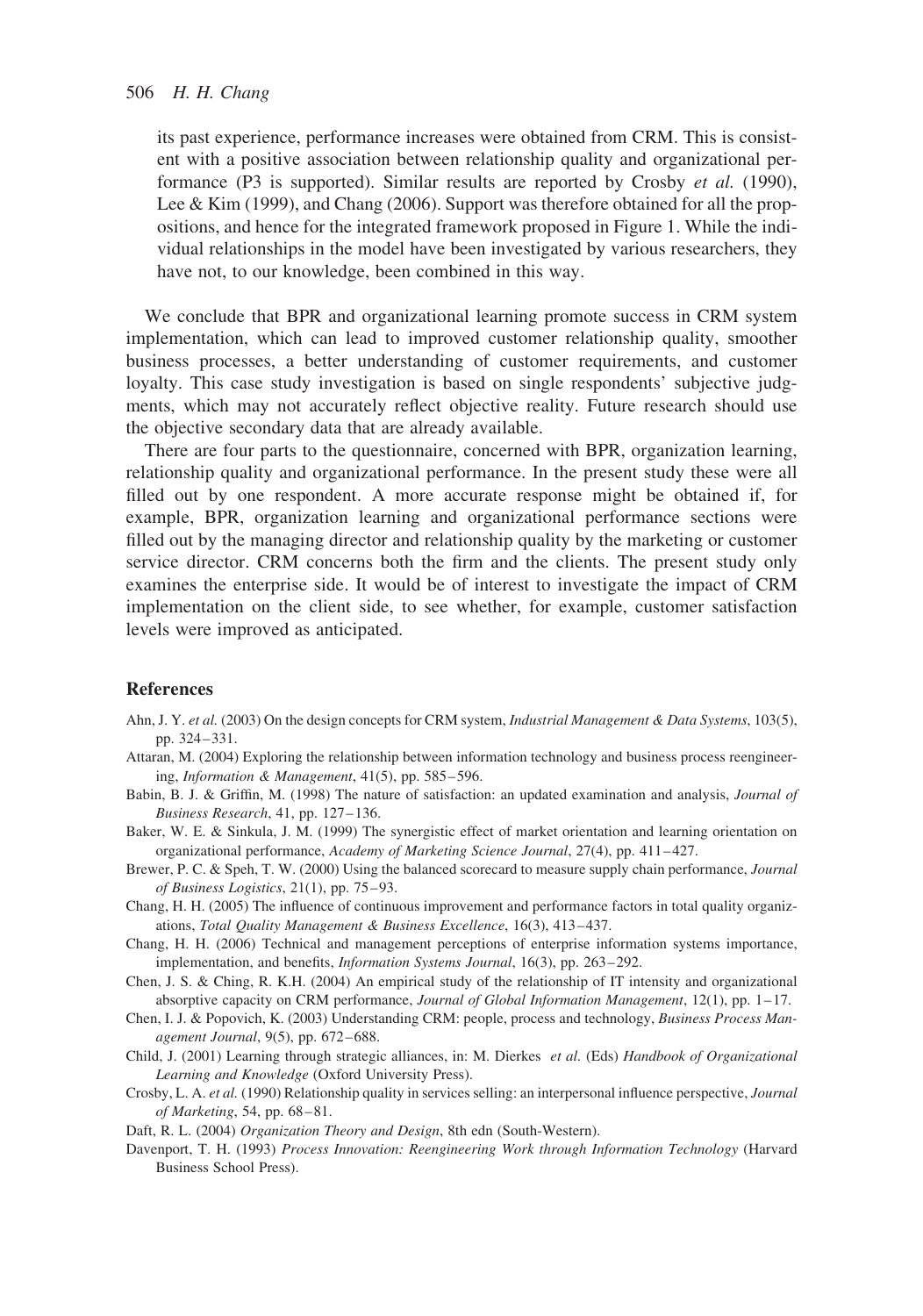its past experience, performance increases were obtained from CRM. This is consistent with a positive association between relationship quality and organizational performance (P3 is supported). Similar results are reported by Crosby *et al.* (1990), Lee & Kim (1999), and Chang (2006). Support was therefore obtained for all the propositions, and hence for the integrated framework proposed in Figure 1. While the individual relationships in the model have been investigated by various researchers, they have not, to our knowledge, been combined in this way.

We conclude that BPR and organizational learning promote success in CRM system implementation, which can lead to improved customer relationship quality, smoother business processes, a better understanding of customer requirements, and customer loyalty. This case study investigation is based on single respondents' subjective judgments, which may not accurately reflect objective reality. Future research should use the objective secondary data that are already available.

There are four parts to the questionnaire, concerned with BPR, organization learning, relationship quality and organizational performance. In the present study these were all filled out by one respondent. A more accurate response might be obtained if, for example, BPR, organization learning and organizational performance sections were filled out by the managing director and relationship quality by the marketing or customer service director. CRM concerns both the firm and the clients. The present study only examines the enterprise side. It would be of interest to investigate the impact of CRM implementation on the client side, to see whether, for example, customer satisfaction levels were improved as anticipated.

## References

Ahn, J. Y. *et al.* (2003) On the design concepts for CRM system, *Industrial Management & Data Systems*, 103(5), pp. 324–331.

Attaran, M. (2004) Exploring the relationship between information technology and business process reengineering, *Information & Management*, 41(5), pp. 585–596.

Babin, B. J. & Griffin, M. (1998) The nature of satisfaction: an updated examination and analysis, *Journal of Business Research*, 41, pp. 127–136.

Baker, W. E. & Sinkula, J. M. (1999) The synergistic effect of market orientation and learning orientation on organizational performance, *Academy of Marketing Science Journal*, 27(4), pp. 411–427.

Brewer, P. C. & Speh, T. W. (2000) Using the balanced scorecard to measure supply chain performance, *Journal of Business Logistics*, 21(1), pp. 75–93.

Chang, H. H. (2005) The influence of continuous improvement and performance factors in total quality organizations, *Total Quality Management & Business Excellence*, 16(3), 413–437.

Chang, H. H. (2006) Technical and management perceptions of enterprise information systems importance, implementation, and benefits, *Information Systems Journal*, 16(3), pp. 263–292.

Chen, J. S. & Ching, R. K.H. (2004) An empirical study of the relationship of IT intensity and organizational absorptive capacity on CRM performance, *Journal of Global Information Management*, 12(1), pp. 1–17.

Chen, I. J. & Popovich, K. (2003) Understanding CRM: people, process and technology, *Business Process Management Journal*, 9(5), pp. 672–688.

Child, J. (2001) Learning through strategic alliances, in: M. Dierkes *et al.* (Eds) *Handbook of Organizational Learning and Knowledge* (Oxford University Press).

Crosby, L. A. *et al.* (1990) Relationship quality in services selling: an interpersonal influence perspective, *Journal of Marketing*, 54, pp. 68–81.

Daft, R. L. (2004) *Organization Theory and Design*, 8th edn (South-Western).

Davenport, T. H. (1993) *Process Innovation: Reengineering Work through Information Technology* (Harvard Business School Press).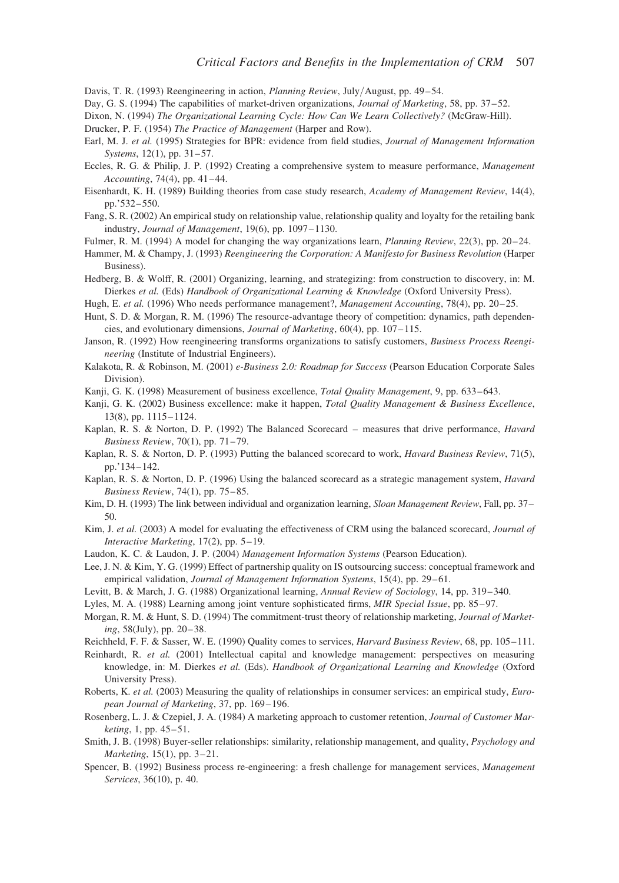Davis, T. R. (1993) Reengineering in action, *Planning Review*, July/August, pp. 49–54.

Day, G. S. (1994) The capabilities of market-driven organizations, *Journal of Marketing*, 58, pp. 37–52.

Dixon, N. (1994) *The Organizational Learning Cycle: How Can We Learn Collectively?* (McGraw-Hill).

Drucker, P. F. (1954) *The Practice of Management* (Harper and Row).

Earl, M. J. *et al.* (1995) Strategies for BPR: evidence from field studies, *Journal of Management Information Systems*, 12(1), pp. 31–57.

Eccles, R. G. & Philip, J. P. (1992) Creating a comprehensive system to measure performance, *Management Accounting*, 74(4), pp. 41–44.

Eisenhardt, K. H. (1989) Building theories from case study research, *Academy of Management Review*, 14(4), pp.'532–550.

Fang, S. R. (2002) An empirical study on relationship value, relationship quality and loyalty for the retailing bank industry, *Journal of Management*, 19(6), pp. 1097–1130.

Fulmer, R. M. (1994) A model for changing the way organizations learn, *Planning Review*, 22(3), pp. 20–24.

Hammer, M. & Champy, J. (1993) *Reengineering the Corporation: A Manifesto for Business Revolution* (Harper Business).

Hedberg, B. & Wolff, R. (2001) Organizing, learning, and strategizing: from construction to discovery, in: M. Dierkes *et al.* (Eds) *Handbook of Organizational Learning & Knowledge* (Oxford University Press).

Hugh, E. *et al.* (1996) Who needs performance management?, *Management Accounting*, 78(4), pp. 20–25.

Hunt, S. D. & Morgan, R. M. (1996) The resource-advantage theory of competition: dynamics, path dependencies, and evolutionary dimensions, *Journal of Marketing*, 60(4), pp. 107–115.

Janson, R. (1992) How reengineering transforms organizations to satisfy customers, *Business Process Reengineering* (Institute of Industrial Engineers).

Kalakota, R. & Robinson, M. (2001) *e-Business 2.0: Roadmap for Success* (Pearson Education Corporate Sales Division).

Kanji, G. K. (1998) Measurement of business excellence, *Total Quality Management*, 9, pp. 633–643.

Kanji, G. K. (2002) Business excellence: make it happen, *Total Quality Management & Business Excellence*, 13(8), pp. 1115–1124.

Kaplan, R. S. & Norton, D. P. (1992) The Balanced Scorecard – measures that drive performance, *Havard Business Review*, 70(1), pp. 71–79.

Kaplan, R. S. & Norton, D. P. (1993) Putting the balanced scorecard to work, *Havard Business Review*, 71(5), pp.'134–142.

Kaplan, R. S. & Norton, D. P. (1996) Using the balanced scorecard as a strategic management system, *Havard Business Review*, 74(1), pp. 75–85.

Kim, D. H. (1993) The link between individual and organization learning, *Sloan Management Review*, Fall, pp. 37–50.

Kim, J. *et al.* (2003) A model for evaluating the effectiveness of CRM using the balanced scorecard, *Journal of Interactive Marketing*, 17(2), pp. 5–19.

Laudon, K. C. & Laudon, J. P. (2004) *Management Information Systems* (Pearson Education).

Lee, J. N. & Kim, Y. G. (1999) Effect of partnership quality on IS outsourcing success: conceptual framework and empirical validation, *Journal of Management Information Systems*, 15(4), pp. 29–61.

Levitt, B. & March, J. G. (1988) Organizational learning, *Annual Review of Sociology*, 14, pp. 319–340.

Lyles, M. A. (1988) Learning among joint venture sophisticated firms, *MIR Special Issue*, pp. 85–97.

Morgan, R. M. & Hunt, S. D. (1994) The commitment-trust theory of relationship marketing, *Journal of Marketing*, 58(July), pp. 20–38.

Reichheld, F. F. & Sasser, W. E. (1990) Quality comes to services, *Harvard Business Review*, 68, pp. 105–111.

Reinhardt, R. *et al.* (2001) Intellectual capital and knowledge management: perspectives on measuring knowledge, in: M. Dierkes *et al.* (Eds). *Handbook of Organizational Learning and Knowledge* (Oxford University Press).

Roberts, K. *et al.* (2003) Measuring the quality of relationships in consumer services: an empirical study, *European Journal of Marketing*, 37, pp. 169–196.

Rosenberg, L. J. & Czepiel, J. A. (1984) A marketing approach to customer retention, *Journal of Customer Marketing*, 1, pp. 45–51.

Smith, J. B. (1998) Buyer-seller relationships: similarity, relationship management, and quality, *Psychology and Marketing*, 15(1), pp. 3–21.

Spencer, B. (1992) Business process re-engineering: a fresh challenge for management services, *Management Services*, 36(10), p. 40.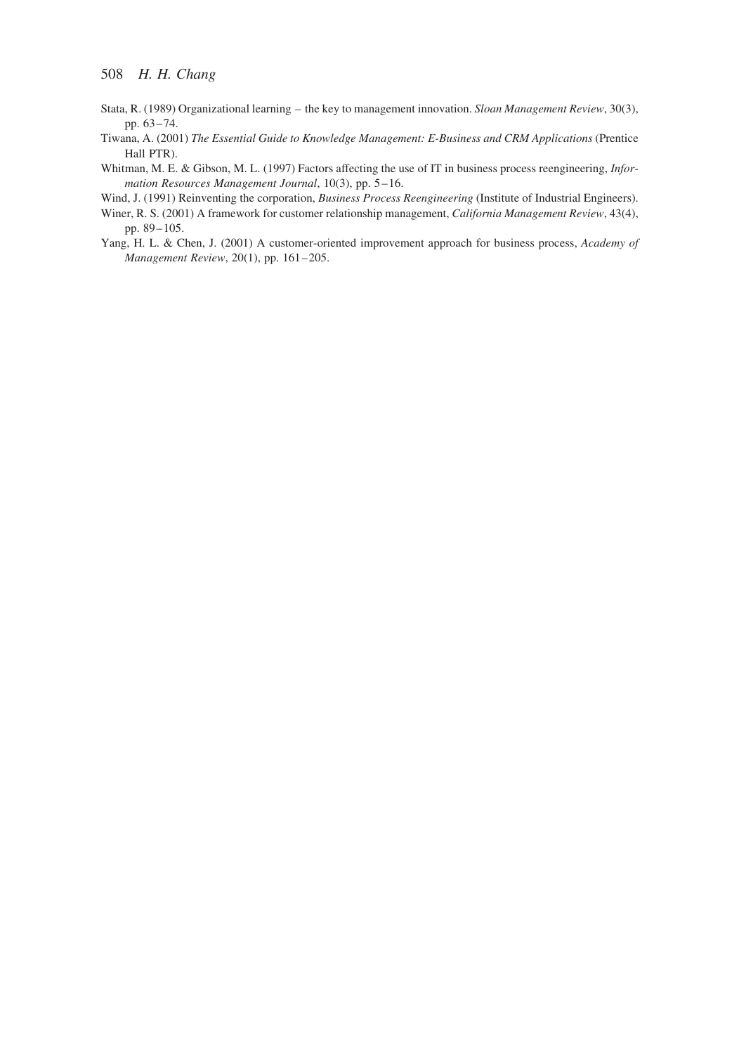Stata, R. (1989) Organizational learning – the key to management innovation. *Sloan Management Review*, 30(3), pp. 63–74.

Tiwana, A. (2001) *The Essential Guide to Knowledge Management: E-Business and CRM Applications* (Prentice Hall PTR).

Whitman, M. E. & Gibson, M. L. (1997) Factors affecting the use of IT in business process reengineering, *Information Resources Management Journal*, 10(3), pp. 5–16.

Wind, J. (1991) Reinventing the corporation, *Business Process Reengineering* (Institute of Industrial Engineers).

Winer, R. S. (2001) A framework for customer relationship management, *California Management Review*, 43(4), pp. 89–105.

Yang, H. L. & Chen, J. (2001) A customer-oriented improvement approach for business process, *Academy of Management Review*, 20(1), pp. 161–205.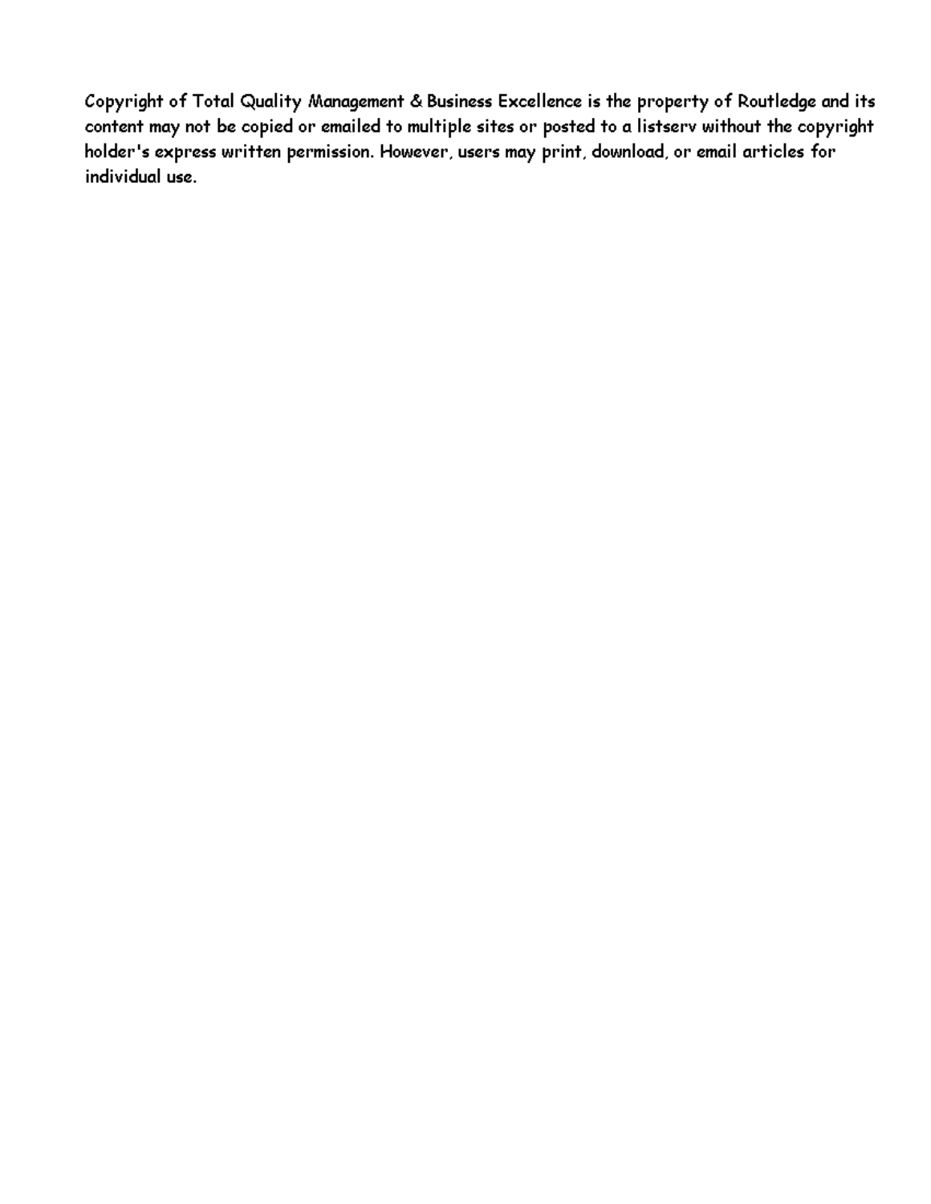Copyright of Total Quality Management & Business Excellence is the property of Routledge and its content may not be copied or emailed to multiple sites or posted to a listserv without the copyright holder's express written permission. However, users may print, download, or email articles for individual use.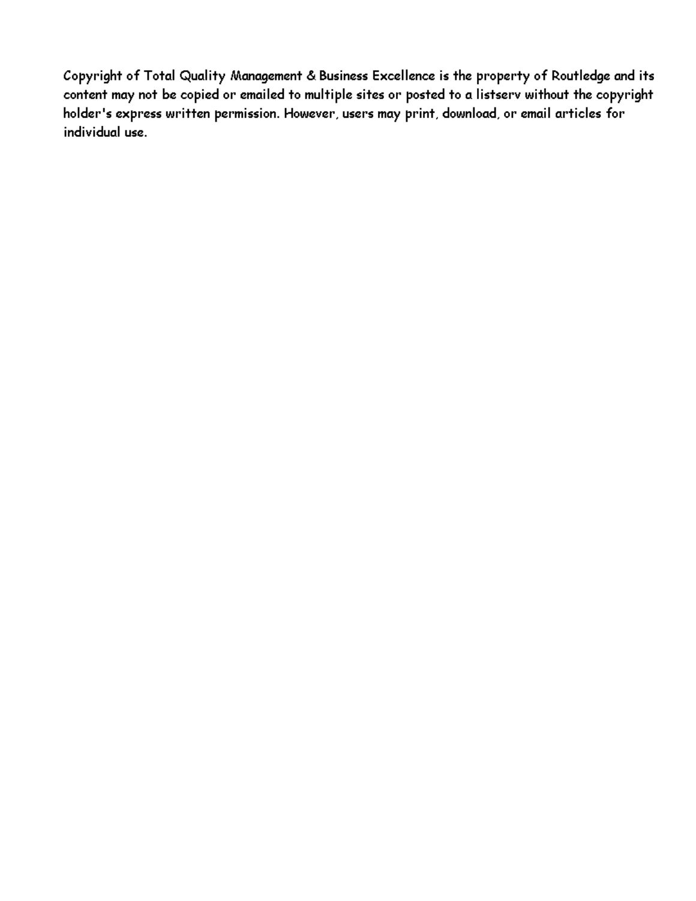Copyright of Total Quality Management & Business Excellence is the property of Routledge and its content may not be copied or emailed to multiple sites or posted to a listserv without the copyright holder's express written permission. However, users may print, download, or email articles for individual use.